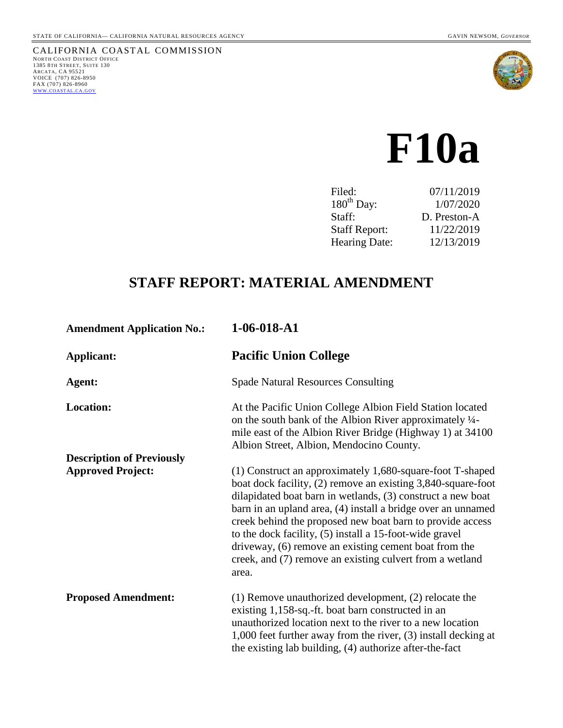STATE OF CALIFORNIA— CALIFORNIA NATURAL RESOURCES AGENCY GAVIN NEWSOM, *GOVERNOR*

CALIFORNIA COASTAL COMMISSION
NORTH COAST DISTRICT OFFICE
1385 8TH STREET, SUITE 130
ARCATA, CA 95521
VOICE (707) 826-8950
FAX (707) 826-8960
WWW.COASTAL.CA.GOV

# F10a

| | |
|---|---|
| Filed: | 07/11/2019 |
| 180th Day: | 1/07/2020 |
| Staff: | D. Preston-A |
| Staff Report: | 11/22/2019 |
| Hearing Date: | 12/13/2019 |

## STAFF REPORT: MATERIAL AMENDMENT

**Amendment Application No.:** **1-06-018-A1**

**Applicant:** **Pacific Union College**

**Agent:** Spade Natural Resources Consulting

**Location:** At the Pacific Union College Albion Field Station located on the south bank of the Albion River approximately ¼-mile east of the Albion River Bridge (Highway 1) at 34100 Albion Street, Albion, Mendocino County.

**Description of Previously Approved Project:** (1) Construct an approximately 1,680-square-foot T-shaped boat dock facility, (2) remove an existing 3,840-square-foot dilapidated boat barn in wetlands, (3) construct a new boat barn in an upland area, (4) install a bridge over an unnamed creek behind the proposed new boat barn to provide access to the dock facility, (5) install a 15-foot-wide gravel driveway, (6) remove an existing cement boat from the creek, and (7) remove an existing culvert from a wetland area.

**Proposed Amendment:** (1) Remove unauthorized development, (2) relocate the existing 1,158-sq.-ft. boat barn constructed in an unauthorized location next to the river to a new location 1,000 feet further away from the river, (3) install decking at the existing lab building, (4) authorize after-the-fact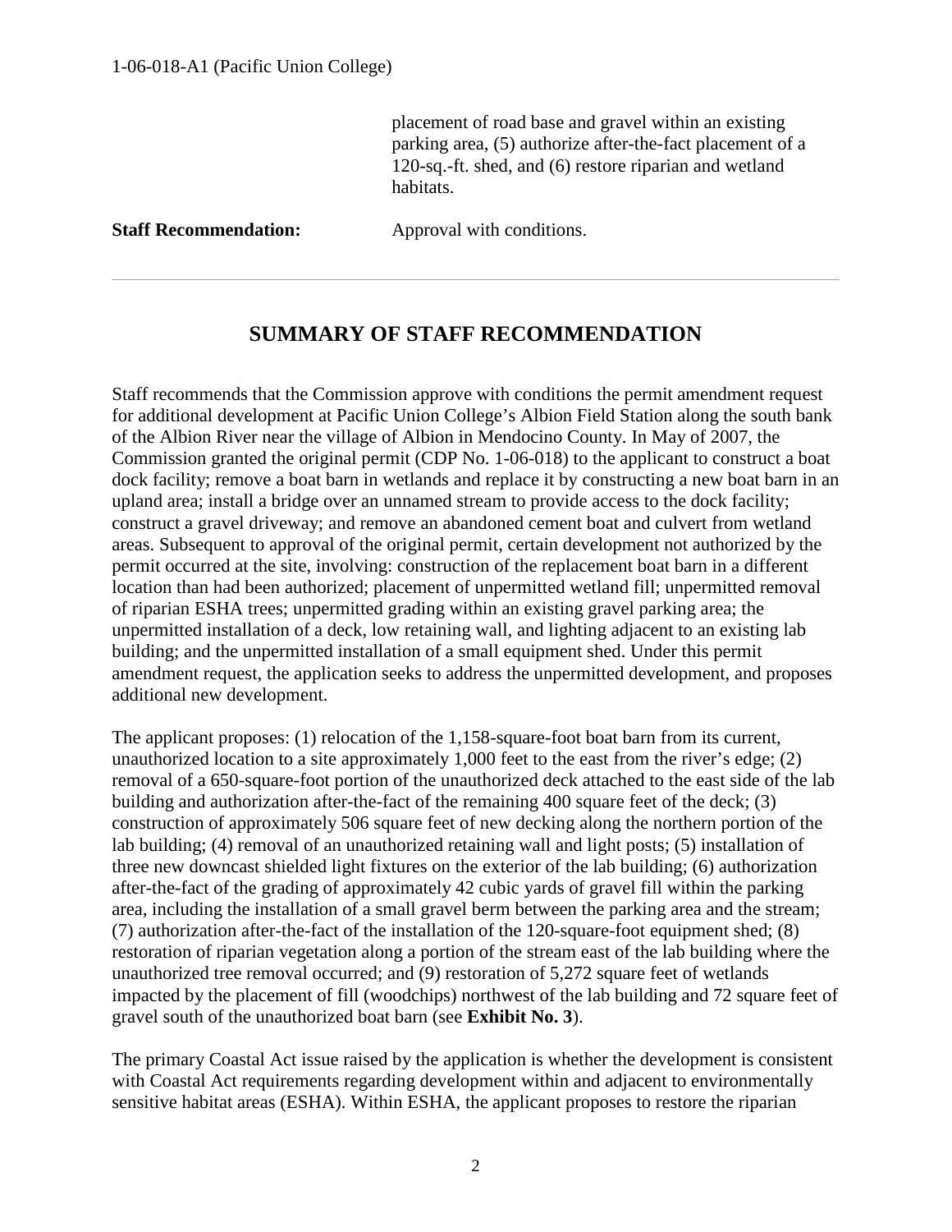placement of road base and gravel within an existing parking area, (5) authorize after-the-fact placement of a 120-sq.-ft. shed, and (6) restore riparian and wetland habitats.

**Staff Recommendation:** Approval with conditions.

---

## SUMMARY OF STAFF RECOMMENDATION

Staff recommends that the Commission approve with conditions the permit amendment request for additional development at Pacific Union College's Albion Field Station along the south bank of the Albion River near the village of Albion in Mendocino County. In May of 2007, the Commission granted the original permit (CDP No. 1-06-018) to the applicant to construct a boat dock facility; remove a boat barn in wetlands and replace it by constructing a new boat barn in an upland area; install a bridge over an unnamed stream to provide access to the dock facility; construct a gravel driveway; and remove an abandoned cement boat and culvert from wetland areas. Subsequent to approval of the original permit, certain development not authorized by the permit occurred at the site, involving: construction of the replacement boat barn in a different location than had been authorized; placement of unpermitted wetland fill; unpermitted removal of riparian ESHA trees; unpermitted grading within an existing gravel parking area; the unpermitted installation of a deck, low retaining wall, and lighting adjacent to an existing lab building; and the unpermitted installation of a small equipment shed. Under this permit amendment request, the application seeks to address the unpermitted development, and proposes additional new development.

The applicant proposes: (1) relocation of the 1,158-square-foot boat barn from its current, unauthorized location to a site approximately 1,000 feet to the east from the river's edge; (2) removal of a 650-square-foot portion of the unauthorized deck attached to the east side of the lab building and authorization after-the-fact of the remaining 400 square feet of the deck; (3) construction of approximately 506 square feet of new decking along the northern portion of the lab building; (4) removal of an unauthorized retaining wall and light posts; (5) installation of three new downcast shielded light fixtures on the exterior of the lab building; (6) authorization after-the-fact of the grading of approximately 42 cubic yards of gravel fill within the parking area, including the installation of a small gravel berm between the parking area and the stream; (7) authorization after-the-fact of the installation of the 120-square-foot equipment shed; (8) restoration of riparian vegetation along a portion of the stream east of the lab building where the unauthorized tree removal occurred; and (9) restoration of 5,272 square feet of wetlands impacted by the placement of fill (woodchips) northwest of the lab building and 72 square feet of gravel south of the unauthorized boat barn (see **Exhibit No. 3**).

The primary Coastal Act issue raised by the application is whether the development is consistent with Coastal Act requirements regarding development within and adjacent to environmentally sensitive habitat areas (ESHA). Within ESHA, the applicant proposes to restore the riparian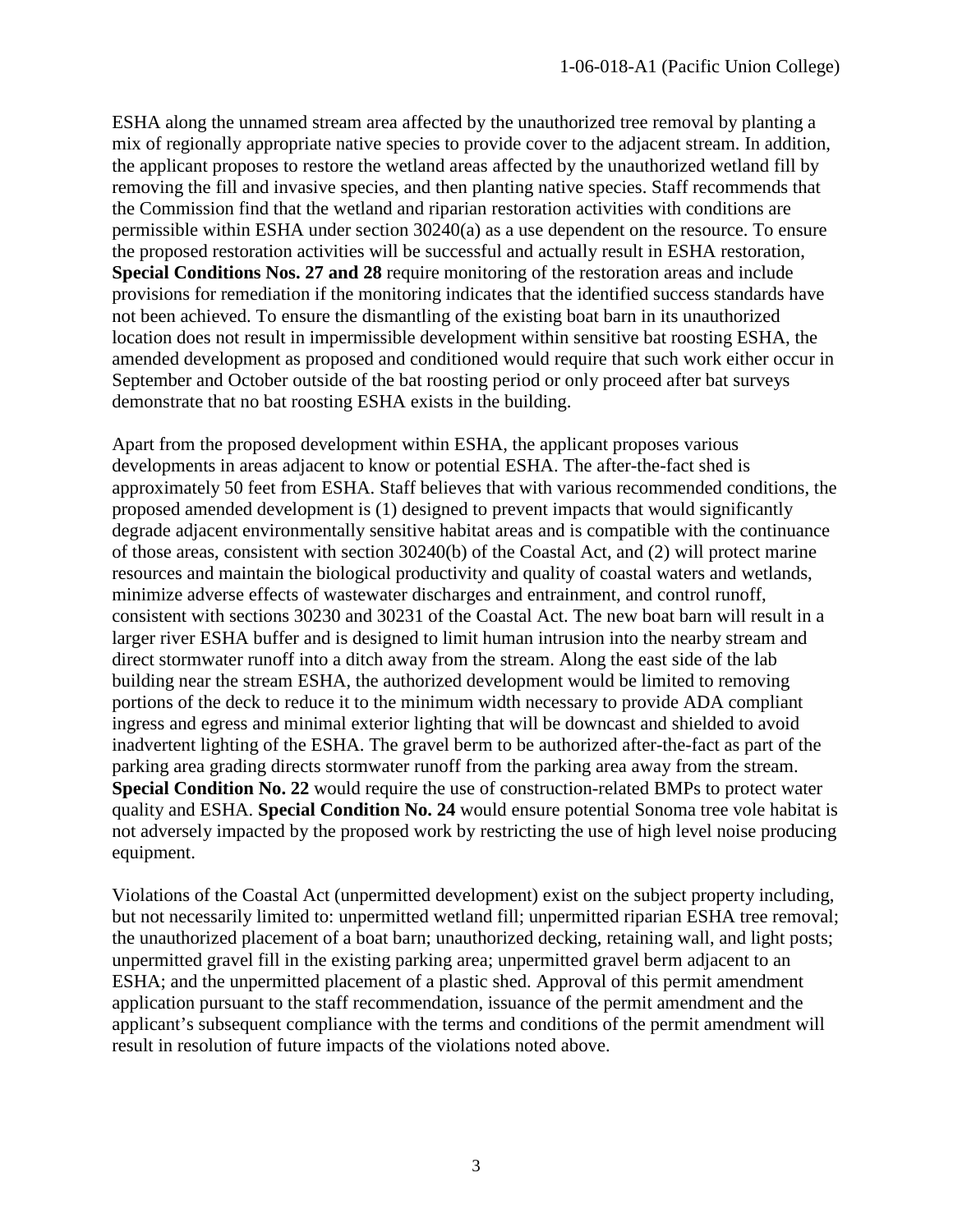ESHA along the unnamed stream area affected by the unauthorized tree removal by planting a mix of regionally appropriate native species to provide cover to the adjacent stream. In addition, the applicant proposes to restore the wetland areas affected by the unauthorized wetland fill by removing the fill and invasive species, and then planting native species. Staff recommends that the Commission find that the wetland and riparian restoration activities with conditions are permissible within ESHA under section 30240(a) as a use dependent on the resource. To ensure the proposed restoration activities will be successful and actually result in ESHA restoration, **Special Conditions Nos. 27 and 28** require monitoring of the restoration areas and include provisions for remediation if the monitoring indicates that the identified success standards have not been achieved. To ensure the dismantling of the existing boat barn in its unauthorized location does not result in impermissible development within sensitive bat roosting ESHA, the amended development as proposed and conditioned would require that such work either occur in September and October outside of the bat roosting period or only proceed after bat surveys demonstrate that no bat roosting ESHA exists in the building.

Apart from the proposed development within ESHA, the applicant proposes various developments in areas adjacent to know or potential ESHA. The after-the-fact shed is approximately 50 feet from ESHA. Staff believes that with various recommended conditions, the proposed amended development is (1) designed to prevent impacts that would significantly degrade adjacent environmentally sensitive habitat areas and is compatible with the continuance of those areas, consistent with section 30240(b) of the Coastal Act, and (2) will protect marine resources and maintain the biological productivity and quality of coastal waters and wetlands, minimize adverse effects of wastewater discharges and entrainment, and control runoff, consistent with sections 30230 and 30231 of the Coastal Act. The new boat barn will result in a larger river ESHA buffer and is designed to limit human intrusion into the nearby stream and direct stormwater runoff into a ditch away from the stream. Along the east side of the lab building near the stream ESHA, the authorized development would be limited to removing portions of the deck to reduce it to the minimum width necessary to provide ADA compliant ingress and egress and minimal exterior lighting that will be downcast and shielded to avoid inadvertent lighting of the ESHA. The gravel berm to be authorized after-the-fact as part of the parking area grading directs stormwater runoff from the parking area away from the stream. **Special Condition No. 22** would require the use of construction-related BMPs to protect water quality and ESHA. **Special Condition No. 24** would ensure potential Sonoma tree vole habitat is not adversely impacted by the proposed work by restricting the use of high level noise producing equipment.

Violations of the Coastal Act (unpermitted development) exist on the subject property including, but not necessarily limited to: unpermitted wetland fill; unpermitted riparian ESHA tree removal; the unauthorized placement of a boat barn; unauthorized decking, retaining wall, and light posts; unpermitted gravel fill in the existing parking area; unpermitted gravel berm adjacent to an ESHA; and the unpermitted placement of a plastic shed. Approval of this permit amendment application pursuant to the staff recommendation, issuance of the permit amendment and the applicant's subsequent compliance with the terms and conditions of the permit amendment will result in resolution of future impacts of the violations noted above.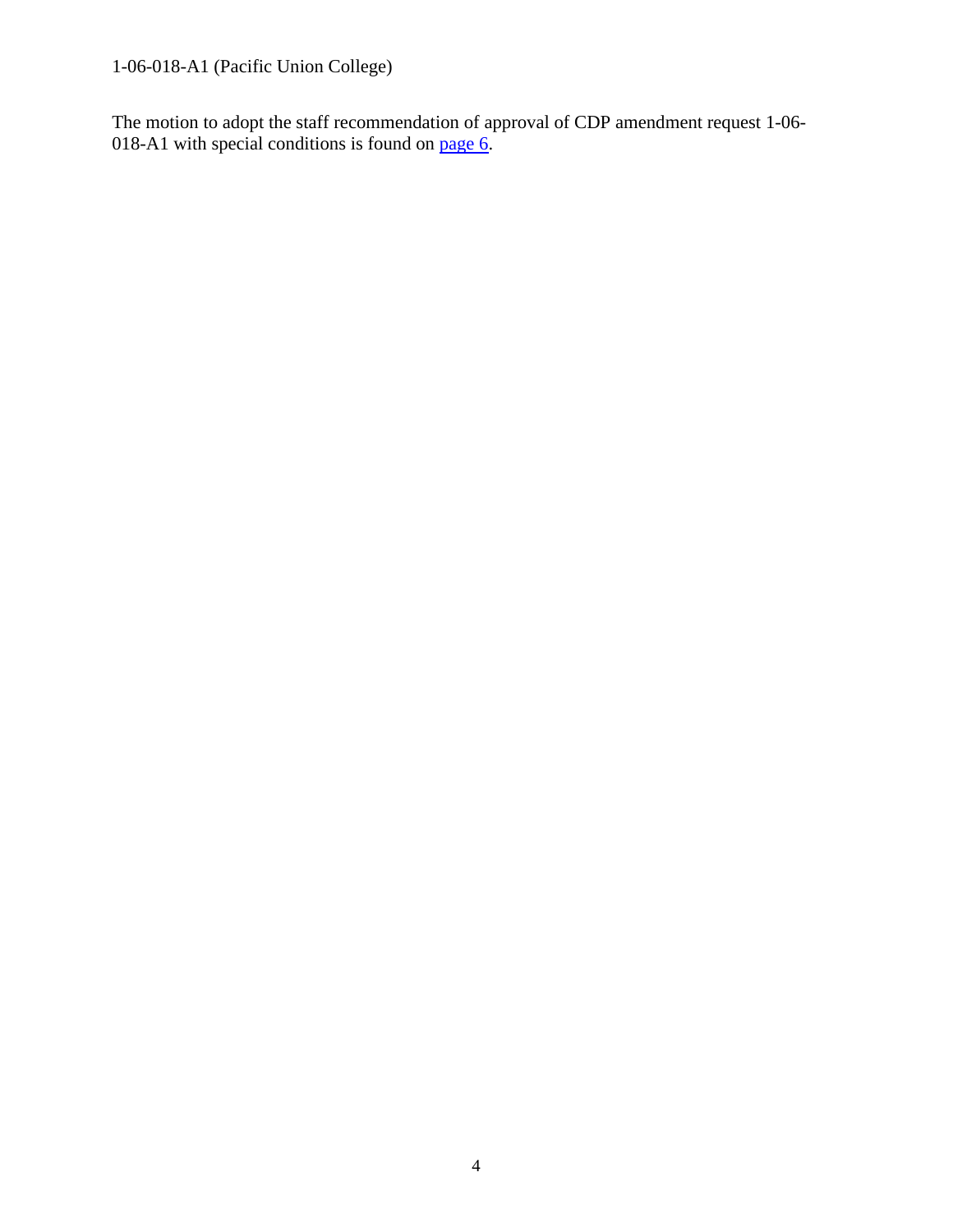The motion to adopt the staff recommendation of approval of CDP amendment request 1-06-018-A1 with special conditions is found on page 6.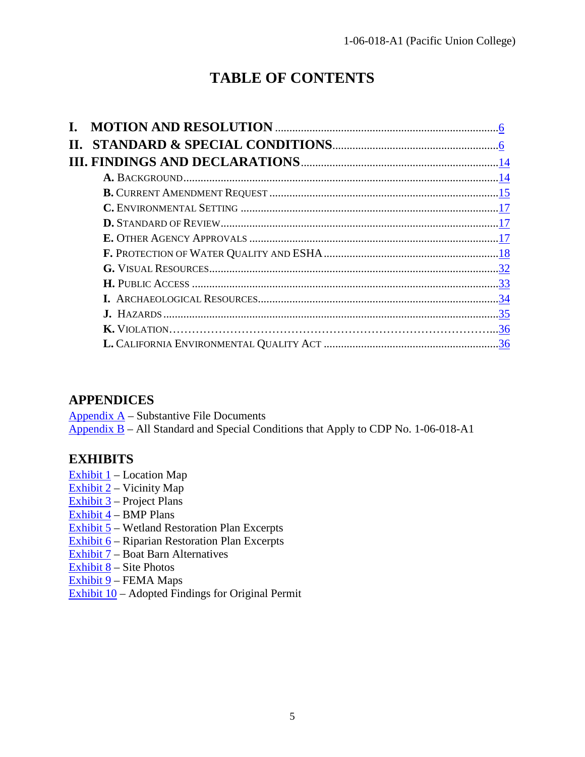# TABLE OF CONTENTS

**I. MOTION AND RESOLUTION** .......... 6
**II. STANDARD & SPECIAL CONDITIONS** .......... 6
**III. FINDINGS AND DECLARATIONS** .......... 14

- **A.** BACKGROUND .......... 14
- **B.** CURRENT AMENDMENT REQUEST .......... 15
- **C.** ENVIRONMENTAL SETTING .......... 17
- **D.** STANDARD OF REVIEW .......... 17
- **E.** OTHER AGENCY APPROVALS .......... 17
- **F.** PROTECTION OF WATER QUALITY AND ESHA .......... 18
- **G.** VISUAL RESOURCES .......... 32
- **H.** PUBLIC ACCESS .......... 33
- **I.** ARCHAEOLOGICAL RESOURCES .......... 34
- **J.** HAZARDS .......... 35
- **K.** VIOLATION .......... 36
- **L.** CALIFORNIA ENVIRONMENTAL QUALITY ACT .......... 36

## APPENDICES

Appendix A – Substantive File Documents
Appendix B – All Standard and Special Conditions that Apply to CDP No. 1-06-018-A1

## EXHIBITS

Exhibit 1 – Location Map
Exhibit 2 – Vicinity Map
Exhibit 3 – Project Plans
Exhibit 4 – BMP Plans
Exhibit 5 – Wetland Restoration Plan Excerpts
Exhibit 6 – Riparian Restoration Plan Excerpts
Exhibit 7 – Boat Barn Alternatives
Exhibit 8 – Site Photos
Exhibit 9 – FEMA Maps
Exhibit 10 – Adopted Findings for Original Permit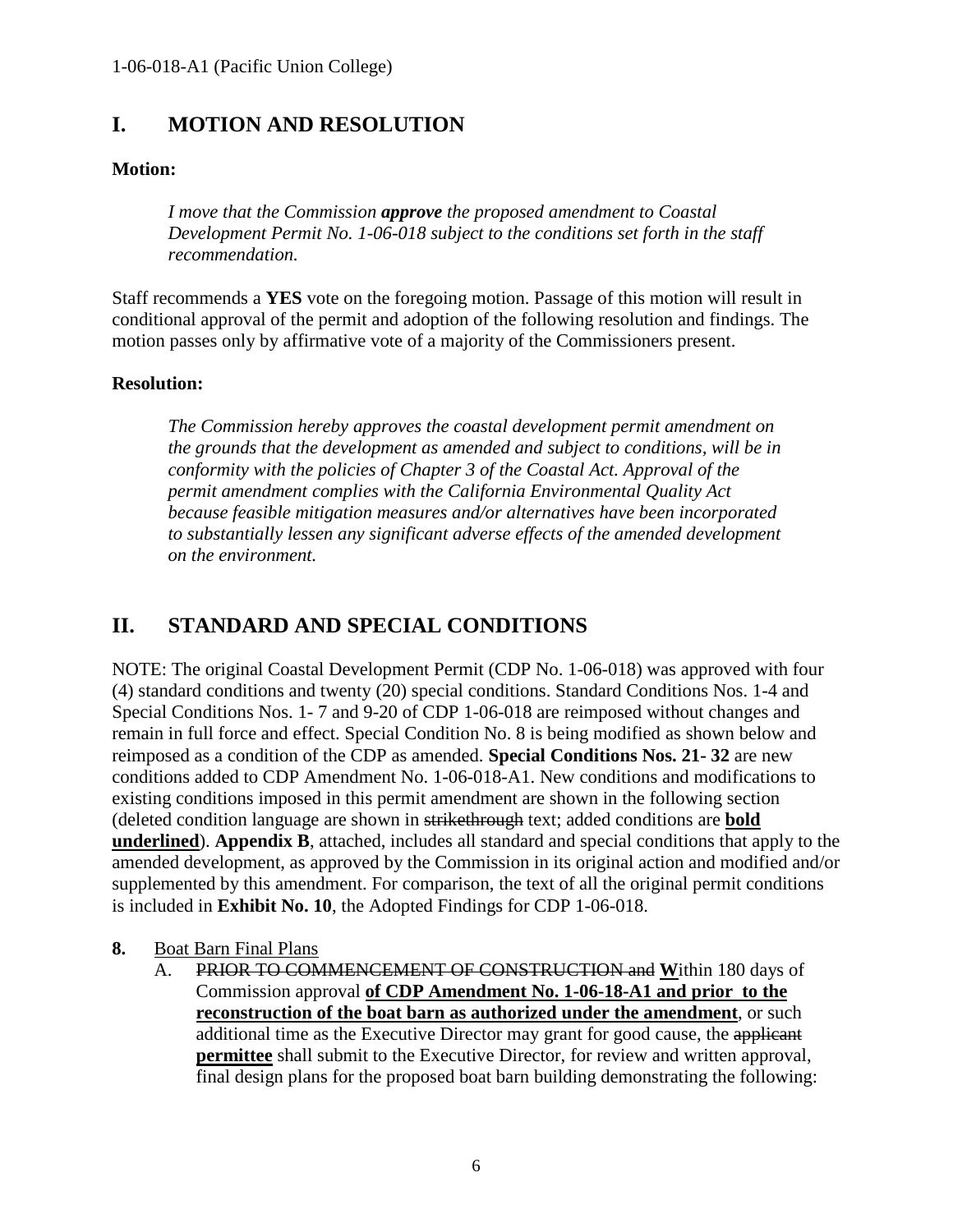## I. MOTION AND RESOLUTION

**Motion:**

> *I move that the Commission **approve** the proposed amendment to Coastal Development Permit No. 1-06-018 subject to the conditions set forth in the staff recommendation.*

Staff recommends a **YES** vote on the foregoing motion. Passage of this motion will result in conditional approval of the permit and adoption of the following resolution and findings. The motion passes only by affirmative vote of a majority of the Commissioners present.

**Resolution:**

> *The Commission hereby approves the coastal development permit amendment on the grounds that the development as amended and subject to conditions, will be in conformity with the policies of Chapter 3 of the Coastal Act. Approval of the permit amendment complies with the California Environmental Quality Act because feasible mitigation measures and/or alternatives have been incorporated to substantially lessen any significant adverse effects of the amended development on the environment.*

## II. STANDARD AND SPECIAL CONDITIONS

NOTE: The original Coastal Development Permit (CDP No. 1-06-018) was approved with four (4) standard conditions and twenty (20) special conditions. Standard Conditions Nos. 1-4 and Special Conditions Nos. 1- 7 and 9-20 of CDP 1-06-018 are reimposed without changes and remain in full force and effect. Special Condition No. 8 is being modified as shown below and reimposed as a condition of the CDP as amended. **Special Conditions Nos. 21- 32** are new conditions added to CDP Amendment No. 1-06-018-A1. New conditions and modifications to existing conditions imposed in this permit amendment are shown in the following section (deleted condition language are shown in ~~strikethrough~~ text; added conditions are <u>**bold underlined**</u>). **Appendix B**, attached, includes all standard and special conditions that apply to the amended development, as approved by the Commission in its original action and modified and/or supplemented by this amendment. For comparison, the text of all the original permit conditions is included in **Exhibit No. 10**, the Adopted Findings for CDP 1-06-018.

**8.** <u>Boat Barn Final Plans</u>

A. ~~PRIOR TO COMMENCEMENT OF CONSTRUCTION and~~ <u>**W**</u>ithin 180 days of Commission approval <u>**of CDP Amendment No. 1-06-18-A1 and prior to the reconstruction of the boat barn as authorized under the amendment**</u>, or such additional time as the Executive Director may grant for good cause, the ~~applicant~~ <u>**permittee**</u> shall submit to the Executive Director, for review and written approval, final design plans for the proposed boat barn building demonstrating the following: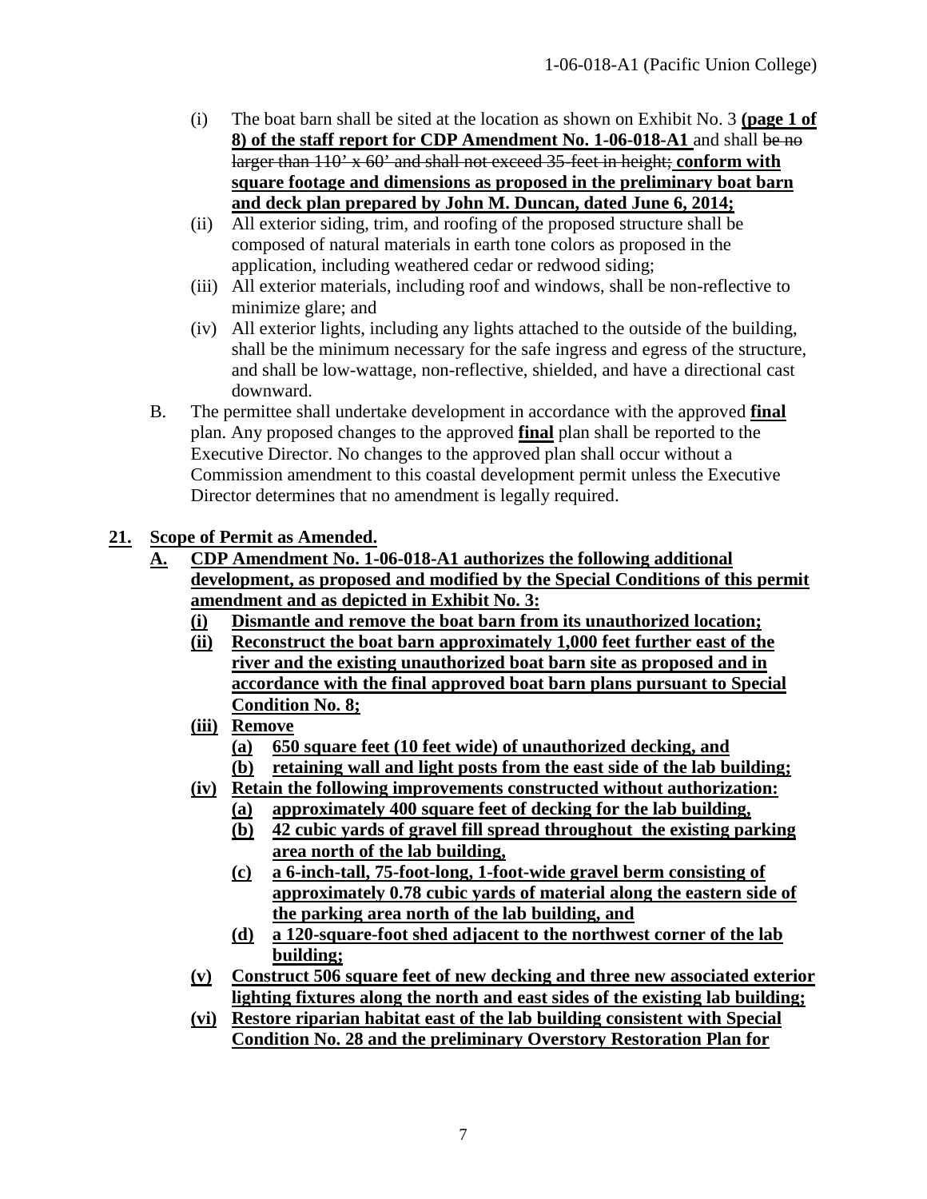(i) The boat barn shall be sited at the location as shown on Exhibit No. 3 **(page 1 of 8) of the staff report for CDP Amendment No. 1-06-018-A1** and shall ~~be no larger than 110' x 60' and shall not exceed 35-feet in height;~~ **conform with square footage and dimensions as proposed in the preliminary boat barn and deck plan prepared by John M. Duncan, dated June 6, 2014;**

(ii) All exterior siding, trim, and roofing of the proposed structure shall be composed of natural materials in earth tone colors as proposed in the application, including weathered cedar or redwood siding;

(iii) All exterior materials, including roof and windows, shall be non-reflective to minimize glare; and

(iv) All exterior lights, including any lights attached to the outside of the building, shall be the minimum necessary for the safe ingress and egress of the structure, and shall be low-wattage, non-reflective, shielded, and have a directional cast downward.

B. The permittee shall undertake development in accordance with the approved **final** plan. Any proposed changes to the approved **final** plan shall be reported to the Executive Director. No changes to the approved plan shall occur without a Commission amendment to this coastal development permit unless the Executive Director determines that no amendment is legally required.

**21. Scope of Permit as Amended.**

**A. CDP Amendment No. 1-06-018-A1 authorizes the following additional development, as proposed and modified by the Special Conditions of this permit amendment and as depicted in Exhibit No. 3:**

**(i) Dismantle and remove the boat barn from its unauthorized location;**

**(ii) Reconstruct the boat barn approximately 1,000 feet further east of the river and the existing unauthorized boat barn site as proposed and in accordance with the final approved boat barn plans pursuant to Special Condition No. 8;**

**(iii) Remove**

**(a) 650 square feet (10 feet wide) of unauthorized decking, and**

**(b) retaining wall and light posts from the east side of the lab building;**

**(iv) Retain the following improvements constructed without authorization:**

**(a) approximately 400 square feet of decking for the lab building,**

**(b) 42 cubic yards of gravel fill spread throughout the existing parking area north of the lab building,**

**(c) a 6-inch-tall, 75-foot-long, 1-foot-wide gravel berm consisting of approximately 0.78 cubic yards of material along the eastern side of the parking area north of the lab building, and**

**(d) a 120-square-foot shed adjacent to the northwest corner of the lab building;**

**(v) Construct 506 square feet of new decking and three new associated exterior lighting fixtures along the north and east sides of the existing lab building;**

**(vi) Restore riparian habitat east of the lab building consistent with Special Condition No. 28 and the preliminary Overstory Restoration Plan for**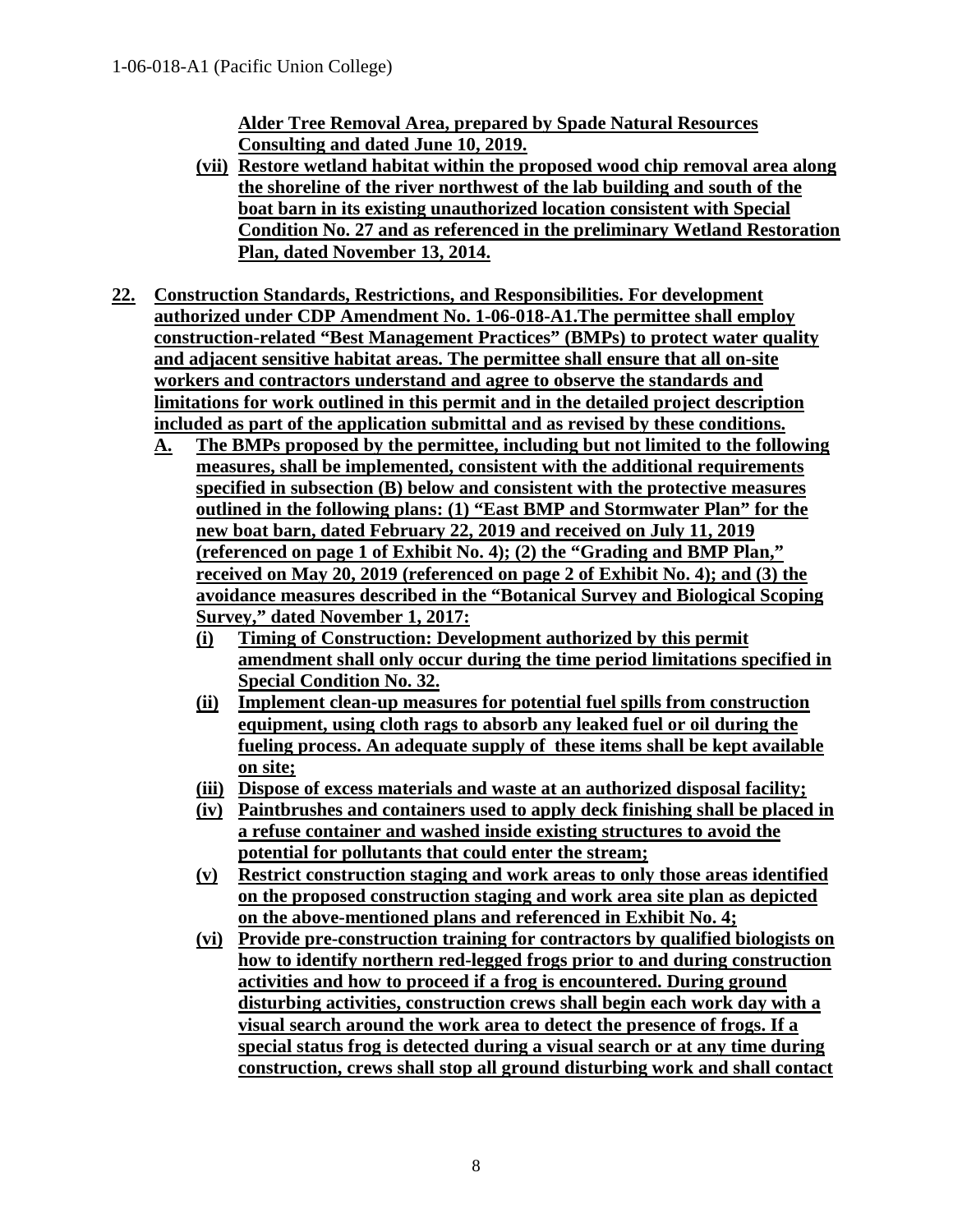**Alder Tree Removal Area, prepared by Spade Natural Resources Consulting and dated June 10, 2019.**

**(vii) Restore wetland habitat within the proposed wood chip removal area along the shoreline of the river northwest of the lab building and south of the boat barn in its existing unauthorized location consistent with Special Condition No. 27 and as referenced in the preliminary Wetland Restoration Plan, dated November 13, 2014.**

**22. Construction Standards, Restrictions, and Responsibilities. For development authorized under CDP Amendment No. 1-06-018-A1.The permittee shall employ construction-related "Best Management Practices" (BMPs) to protect water quality and adjacent sensitive habitat areas. The permittee shall ensure that all on-site workers and contractors understand and agree to observe the standards and limitations for work outlined in this permit and in the detailed project description included as part of the application submittal and as revised by these conditions.**

**A. The BMPs proposed by the permittee, including but not limited to the following measures, shall be implemented, consistent with the additional requirements specified in subsection (B) below and consistent with the protective measures outlined in the following plans: (1) "East BMP and Stormwater Plan" for the new boat barn, dated February 22, 2019 and received on July 11, 2019 (referenced on page 1 of Exhibit No. 4); (2) the "Grading and BMP Plan," received on May 20, 2019 (referenced on page 2 of Exhibit No. 4); and (3) the avoidance measures described in the "Botanical Survey and Biological Scoping Survey," dated November 1, 2017:**

**(i) Timing of Construction: Development authorized by this permit amendment shall only occur during the time period limitations specified in Special Condition No. 32.**

**(ii) Implement clean-up measures for potential fuel spills from construction equipment, using cloth rags to absorb any leaked fuel or oil during the fueling process. An adequate supply of these items shall be kept available on site;**

**(iii) Dispose of excess materials and waste at an authorized disposal facility;**

**(iv) Paintbrushes and containers used to apply deck finishing shall be placed in a refuse container and washed inside existing structures to avoid the potential for pollutants that could enter the stream;**

**(v) Restrict construction staging and work areas to only those areas identified on the proposed construction staging and work area site plan as depicted on the above-mentioned plans and referenced in Exhibit No. 4;**

**(vi) Provide pre-construction training for contractors by qualified biologists on how to identify northern red-legged frogs prior to and during construction activities and how to proceed if a frog is encountered. During ground disturbing activities, construction crews shall begin each work day with a visual search around the work area to detect the presence of frogs. If a special status frog is detected during a visual search or at any time during construction, crews shall stop all ground disturbing work and shall contact**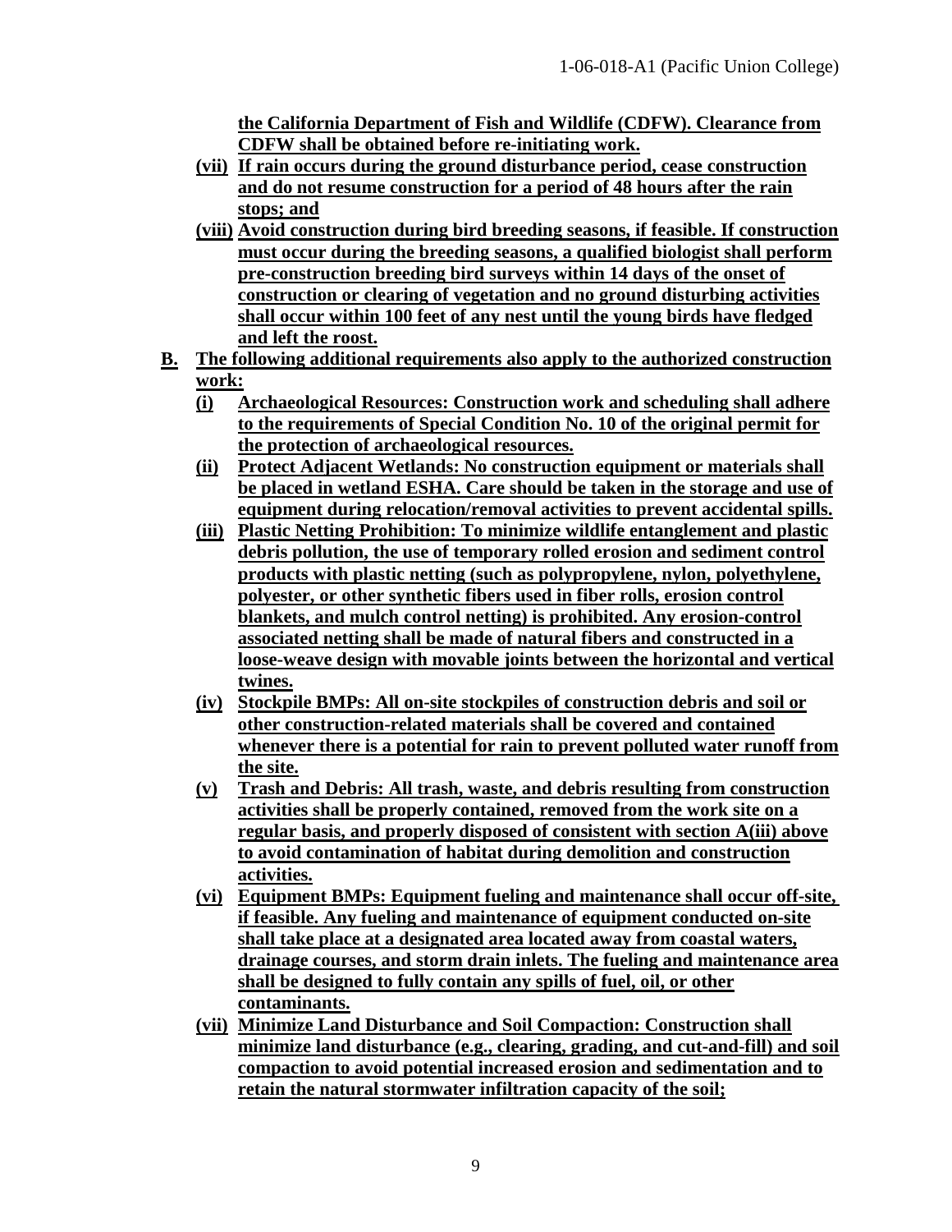**the California Department of Fish and Wildlife (CDFW). Clearance from CDFW shall be obtained before re-initiating work.**

**(vii) If rain occurs during the ground disturbance period, cease construction and do not resume construction for a period of 48 hours after the rain stops; and**

**(viii) Avoid construction during bird breeding seasons, if feasible. If construction must occur during the breeding seasons, a qualified biologist shall perform pre-construction breeding bird surveys within 14 days of the onset of construction or clearing of vegetation and no ground disturbing activities shall occur within 100 feet of any nest until the young birds have fledged and left the roost.**

**B. The following additional requirements also apply to the authorized construction work:**

**(i) Archaeological Resources: Construction work and scheduling shall adhere to the requirements of Special Condition No. 10 of the original permit for the protection of archaeological resources.**

**(ii) Protect Adjacent Wetlands: No construction equipment or materials shall be placed in wetland ESHA. Care should be taken in the storage and use of equipment during relocation/removal activities to prevent accidental spills.**

**(iii) Plastic Netting Prohibition: To minimize wildlife entanglement and plastic debris pollution, the use of temporary rolled erosion and sediment control products with plastic netting (such as polypropylene, nylon, polyethylene, polyester, or other synthetic fibers used in fiber rolls, erosion control blankets, and mulch control netting) is prohibited. Any erosion-control associated netting shall be made of natural fibers and constructed in a loose-weave design with movable joints between the horizontal and vertical twines.**

**(iv) Stockpile BMPs: All on-site stockpiles of construction debris and soil or other construction-related materials shall be covered and contained whenever there is a potential for rain to prevent polluted water runoff from the site.**

**(v) Trash and Debris: All trash, waste, and debris resulting from construction activities shall be properly contained, removed from the work site on a regular basis, and properly disposed of consistent with section A(iii) above to avoid contamination of habitat during demolition and construction activities.**

**(vi) Equipment BMPs: Equipment fueling and maintenance shall occur off-site, if feasible. Any fueling and maintenance of equipment conducted on-site shall take place at a designated area located away from coastal waters, drainage courses, and storm drain inlets. The fueling and maintenance area shall be designed to fully contain any spills of fuel, oil, or other contaminants.**

**(vii) Minimize Land Disturbance and Soil Compaction: Construction shall minimize land disturbance (e.g., clearing, grading, and cut-and-fill) and soil compaction to avoid potential increased erosion and sedimentation and to retain the natural stormwater infiltration capacity of the soil;**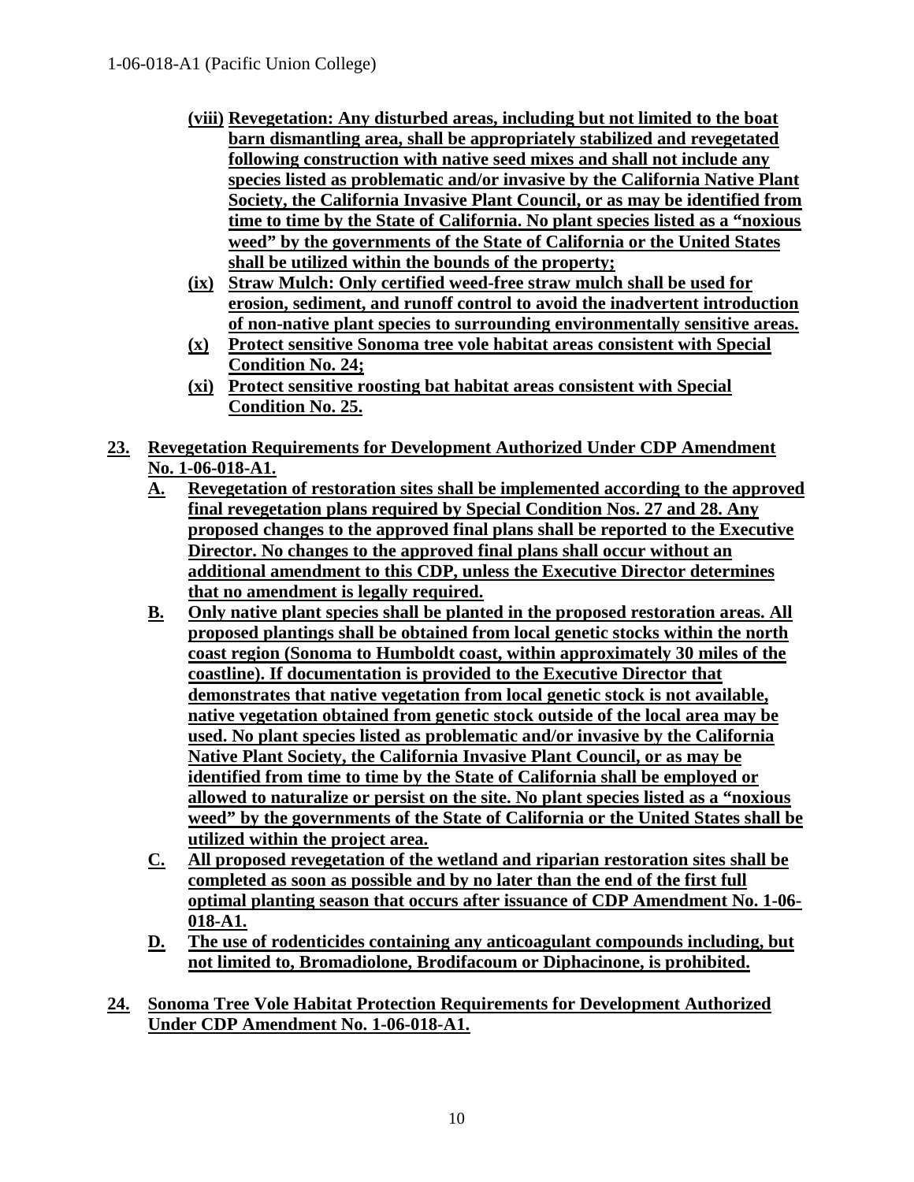- **(viii) Revegetation: Any disturbed areas, including but not limited to the boat barn dismantling area, shall be appropriately stabilized and revegetated following construction with native seed mixes and shall not include any species listed as problematic and/or invasive by the California Native Plant Society, the California Invasive Plant Council, or as may be identified from time to time by the State of California. No plant species listed as a "noxious weed" by the governments of the State of California or the United States shall be utilized within the bounds of the property;**
- **(ix) Straw Mulch: Only certified weed-free straw mulch shall be used for erosion, sediment, and runoff control to avoid the inadvertent introduction of non-native plant species to surrounding environmentally sensitive areas.**
- **(x) Protect sensitive Sonoma tree vole habitat areas consistent with Special Condition No. 24;**
- **(xi) Protect sensitive roosting bat habitat areas consistent with Special Condition No. 25.**

**23. Revegetation Requirements for Development Authorized Under CDP Amendment No. 1-06-018-A1.**

- **A. Revegetation of restoration sites shall be implemented according to the approved final revegetation plans required by Special Condition Nos. 27 and 28. Any proposed changes to the approved final plans shall be reported to the Executive Director. No changes to the approved final plans shall occur without an additional amendment to this CDP, unless the Executive Director determines that no amendment is legally required.**
- **B. Only native plant species shall be planted in the proposed restoration areas. All proposed plantings shall be obtained from local genetic stocks within the north coast region (Sonoma to Humboldt coast, within approximately 30 miles of the coastline). If documentation is provided to the Executive Director that demonstrates that native vegetation from local genetic stock is not available, native vegetation obtained from genetic stock outside of the local area may be used. No plant species listed as problematic and/or invasive by the California Native Plant Society, the California Invasive Plant Council, or as may be identified from time to time by the State of California shall be employed or allowed to naturalize or persist on the site. No plant species listed as a "noxious weed" by the governments of the State of California or the United States shall be utilized within the project area.**
- **C. All proposed revegetation of the wetland and riparian restoration sites shall be completed as soon as possible and by no later than the end of the first full optimal planting season that occurs after issuance of CDP Amendment No. 1-06-018-A1.**
- **D. The use of rodenticides containing any anticoagulant compounds including, but not limited to, Bromadiolone, Brodifacoum or Diphacinone, is prohibited.**

**24. Sonoma Tree Vole Habitat Protection Requirements for Development Authorized Under CDP Amendment No. 1-06-018-A1.**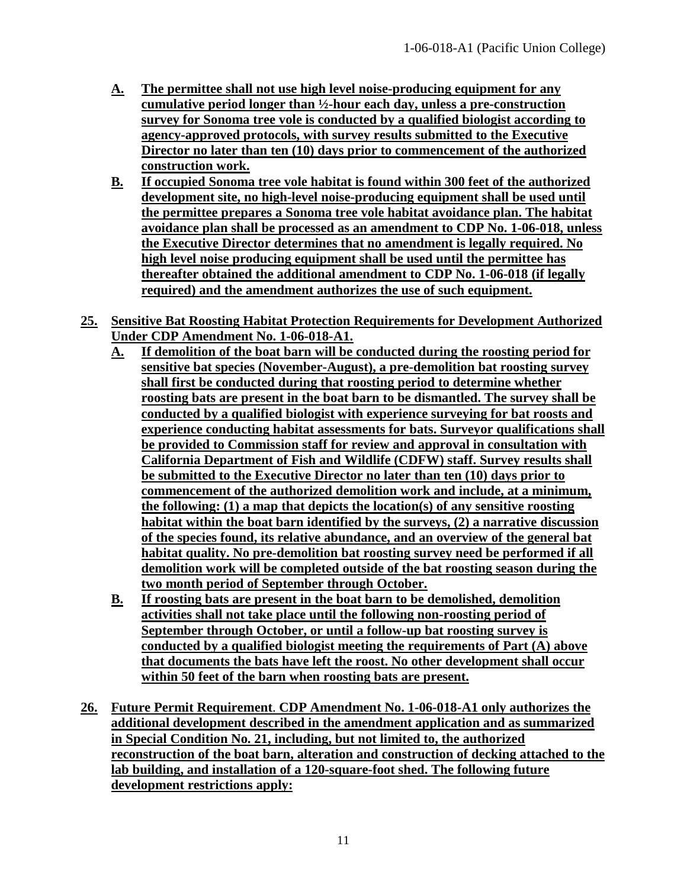**A. The permittee shall not use high level noise-producing equipment for any cumulative period longer than ½-hour each day, unless a pre-construction survey for Sonoma tree vole is conducted by a qualified biologist according to agency-approved protocols, with survey results submitted to the Executive Director no later than ten (10) days prior to commencement of the authorized construction work.**

**B. If occupied Sonoma tree vole habitat is found within 300 feet of the authorized development site, no high-level noise-producing equipment shall be used until the permittee prepares a Sonoma tree vole habitat avoidance plan. The habitat avoidance plan shall be processed as an amendment to CDP No. 1-06-018, unless the Executive Director determines that no amendment is legally required. No high level noise producing equipment shall be used until the permittee has thereafter obtained the additional amendment to CDP No. 1-06-018 (if legally required) and the amendment authorizes the use of such equipment.**

**25. Sensitive Bat Roosting Habitat Protection Requirements for Development Authorized Under CDP Amendment No. 1-06-018-A1.**

**A. If demolition of the boat barn will be conducted during the roosting period for sensitive bat species (November-August), a pre-demolition bat roosting survey shall first be conducted during that roosting period to determine whether roosting bats are present in the boat barn to be dismantled. The survey shall be conducted by a qualified biologist with experience surveying for bat roosts and experience conducting habitat assessments for bats. Surveyor qualifications shall be provided to Commission staff for review and approval in consultation with California Department of Fish and Wildlife (CDFW) staff. Survey results shall be submitted to the Executive Director no later than ten (10) days prior to commencement of the authorized demolition work and include, at a minimum, the following: (1) a map that depicts the location(s) of any sensitive roosting habitat within the boat barn identified by the surveys, (2) a narrative discussion of the species found, its relative abundance, and an overview of the general bat habitat quality. No pre-demolition bat roosting survey need be performed if all demolition work will be completed outside of the bat roosting season during the two month period of September through October.**

**B. If roosting bats are present in the boat barn to be demolished, demolition activities shall not take place until the following non-roosting period of September through October, or until a follow-up bat roosting survey is conducted by a qualified biologist meeting the requirements of Part (A) above that documents the bats have left the roost. No other development shall occur within 50 feet of the barn when roosting bats are present.**

**26. Future Permit Requirement. CDP Amendment No. 1-06-018-A1 only authorizes the additional development described in the amendment application and as summarized in Special Condition No. 21, including, but not limited to, the authorized reconstruction of the boat barn, alteration and construction of decking attached to the lab building, and installation of a 120-square-foot shed. The following future development restrictions apply:**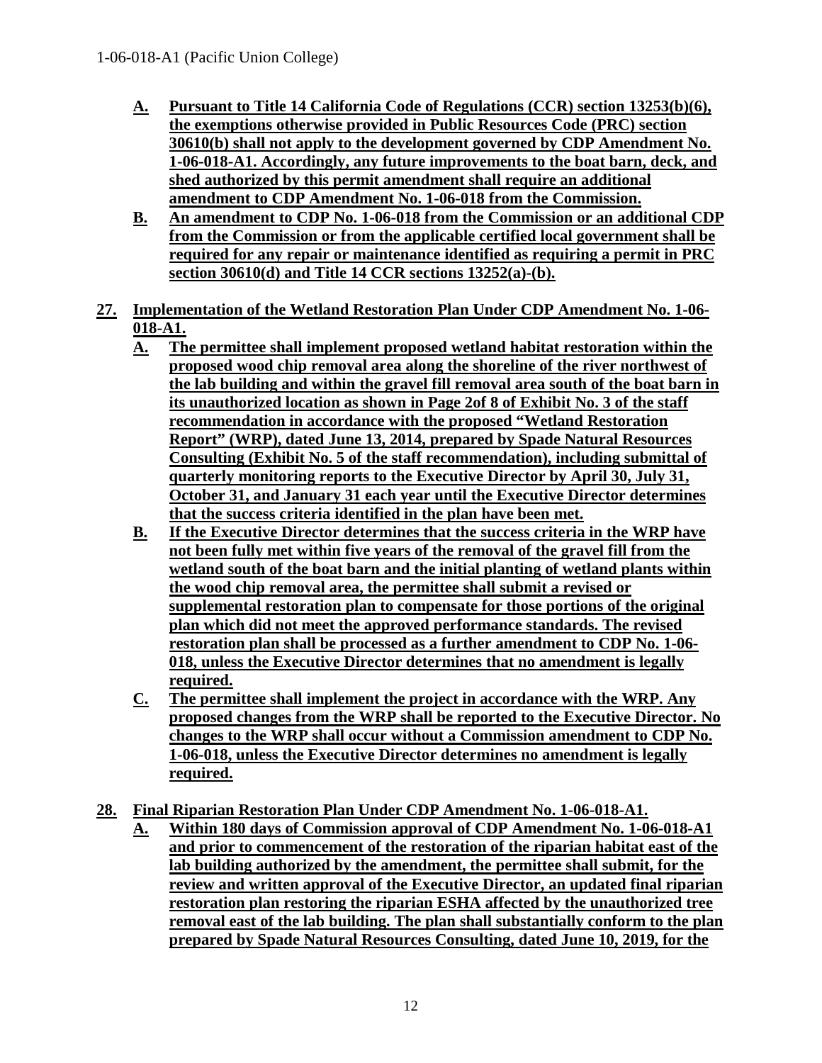A. **Pursuant to Title 14 California Code of Regulations (CCR) section 13253(b)(6), the exemptions otherwise provided in Public Resources Code (PRC) section 30610(b) shall not apply to the development governed by CDP Amendment No. 1-06-018-A1. Accordingly, any future improvements to the boat barn, deck, and shed authorized by this permit amendment shall require an additional amendment to CDP Amendment No. 1-06-018 from the Commission.**
B. **An amendment to CDP No. 1-06-018 from the Commission or an additional CDP from the Commission or from the applicable certified local government shall be required for any repair or maintenance identified as requiring a permit in PRC section 30610(d) and Title 14 CCR sections 13252(a)-(b).**

**27. Implementation of the Wetland Restoration Plan Under CDP Amendment No. 1-06-018-A1.**

A. **The permittee shall implement proposed wetland habitat restoration within the proposed wood chip removal area along the shoreline of the river northwest of the lab building and within the gravel fill removal area south of the boat barn in its unauthorized location as shown in Page 2of 8 of Exhibit No. 3 of the staff recommendation in accordance with the proposed "Wetland Restoration Report" (WRP), dated June 13, 2014, prepared by Spade Natural Resources Consulting (Exhibit No. 5 of the staff recommendation), including submittal of quarterly monitoring reports to the Executive Director by April 30, July 31, October 31, and January 31 each year until the Executive Director determines that the success criteria identified in the plan have been met.**
B. **If the Executive Director determines that the success criteria in the WRP have not been fully met within five years of the removal of the gravel fill from the wetland south of the boat barn and the initial planting of wetland plants within the wood chip removal area, the permittee shall submit a revised or supplemental restoration plan to compensate for those portions of the original plan which did not meet the approved performance standards. The revised restoration plan shall be processed as a further amendment to CDP No. 1-06-018, unless the Executive Director determines that no amendment is legally required.**
C. **The permittee shall implement the project in accordance with the WRP. Any proposed changes from the WRP shall be reported to the Executive Director. No changes to the WRP shall occur without a Commission amendment to CDP No. 1-06-018, unless the Executive Director determines no amendment is legally required.**

**28. Final Riparian Restoration Plan Under CDP Amendment No. 1-06-018-A1.**

A. **Within 180 days of Commission approval of CDP Amendment No. 1-06-018-A1 and prior to commencement of the restoration of the riparian habitat east of the lab building authorized by the amendment, the permittee shall submit, for the review and written approval of the Executive Director, an updated final riparian restoration plan restoring the riparian ESHA affected by the unauthorized tree removal east of the lab building. The plan shall substantially conform to the plan prepared by Spade Natural Resources Consulting, dated June 10, 2019, for the**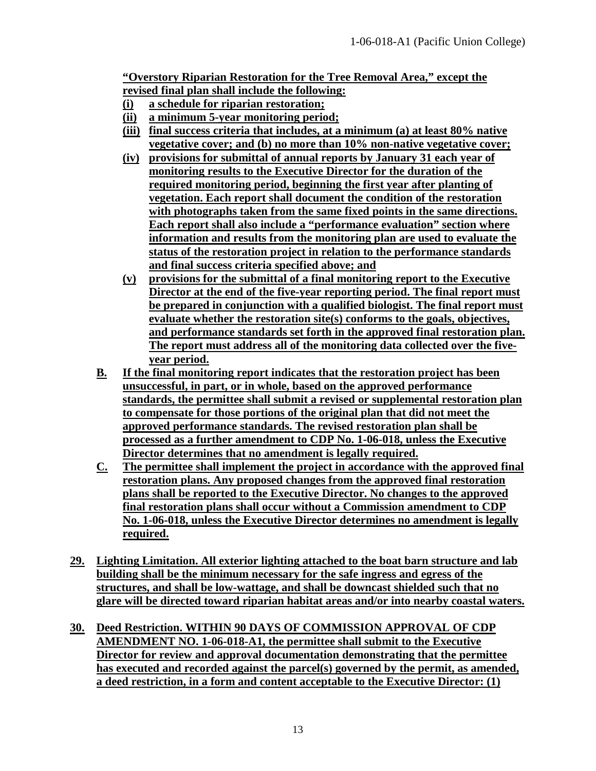**"Overstory Riparian Restoration for the Tree Removal Area," except the revised final plan shall include the following:**

- **(i) a schedule for riparian restoration;**
- **(ii) a minimum 5-year monitoring period;**
- **(iii) final success criteria that includes, at a minimum (a) at least 80% native vegetative cover; and (b) no more than 10% non-native vegetative cover;**
- **(iv) provisions for submittal of annual reports by January 31 each year of monitoring results to the Executive Director for the duration of the required monitoring period, beginning the first year after planting of vegetation. Each report shall document the condition of the restoration with photographs taken from the same fixed points in the same directions. Each report shall also include a "performance evaluation" section where information and results from the monitoring plan are used to evaluate the status of the restoration project in relation to the performance standards and final success criteria specified above; and**
- **(v) provisions for the submittal of a final monitoring report to the Executive Director at the end of the five-year reporting period. The final report must be prepared in conjunction with a qualified biologist. The final report must evaluate whether the restoration site(s) conforms to the goals, objectives, and performance standards set forth in the approved final restoration plan. The report must address all of the monitoring data collected over the five-year period.**

**B. If the final monitoring report indicates that the restoration project has been unsuccessful, in part, or in whole, based on the approved performance standards, the permittee shall submit a revised or supplemental restoration plan to compensate for those portions of the original plan that did not meet the approved performance standards. The revised restoration plan shall be processed as a further amendment to CDP No. 1-06-018, unless the Executive Director determines that no amendment is legally required.**

**C. The permittee shall implement the project in accordance with the approved final restoration plans. Any proposed changes from the approved final restoration plans shall be reported to the Executive Director. No changes to the approved final restoration plans shall occur without a Commission amendment to CDP No. 1-06-018, unless the Executive Director determines no amendment is legally required.**

**29. Lighting Limitation. All exterior lighting attached to the boat barn structure and lab building shall be the minimum necessary for the safe ingress and egress of the structures, and shall be low-wattage, and shall be downcast shielded such that no glare will be directed toward riparian habitat areas and/or into nearby coastal waters.**

**30. Deed Restriction. WITHIN 90 DAYS OF COMMISSION APPROVAL OF CDP AMENDMENT NO. 1-06-018-A1, the permittee shall submit to the Executive Director for review and approval documentation demonstrating that the permittee has executed and recorded against the parcel(s) governed by the permit, as amended, a deed restriction, in a form and content acceptable to the Executive Director: (1)**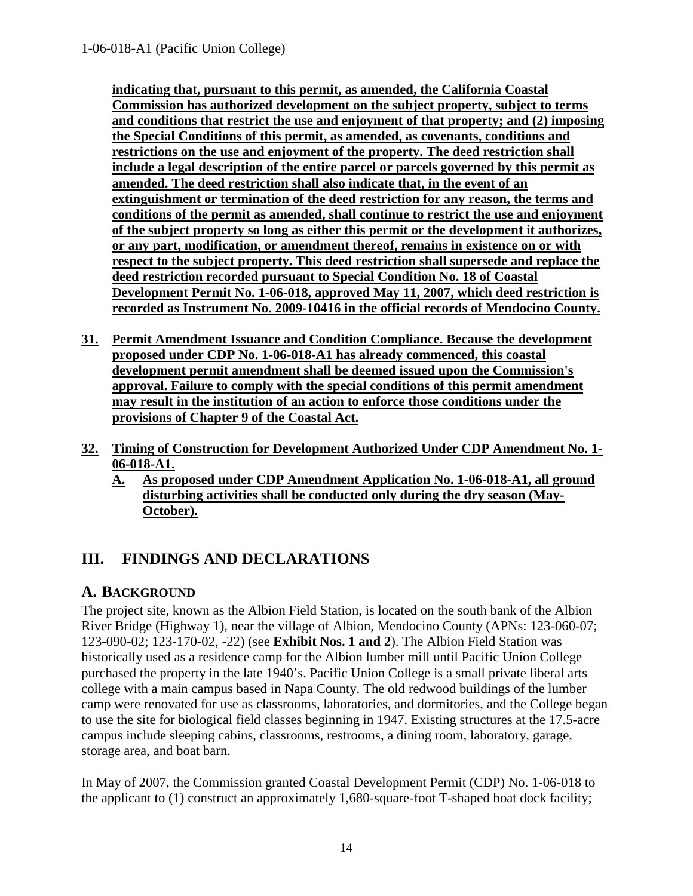**indicating that, pursuant to this permit, as amended, the California Coastal Commission has authorized development on the subject property, subject to terms and conditions that restrict the use and enjoyment of that property; and (2) imposing the Special Conditions of this permit, as amended, as covenants, conditions and restrictions on the use and enjoyment of the property. The deed restriction shall include a legal description of the entire parcel or parcels governed by this permit as amended. The deed restriction shall also indicate that, in the event of an extinguishment or termination of the deed restriction for any reason, the terms and conditions of the permit as amended, shall continue to restrict the use and enjoyment of the subject property so long as either this permit or the development it authorizes, or any part, modification, or amendment thereof, remains in existence on or with respect to the subject property. This deed restriction shall supersede and replace the deed restriction recorded pursuant to Special Condition No. 18 of Coastal Development Permit No. 1-06-018, approved May 11, 2007, which deed restriction is recorded as Instrument No. 2009-10416 in the official records of Mendocino County.**

**31. Permit Amendment Issuance and Condition Compliance. Because the development proposed under CDP No. 1-06-018-A1 has already commenced, this coastal development permit amendment shall be deemed issued upon the Commission's approval. Failure to comply with the special conditions of this permit amendment may result in the institution of an action to enforce those conditions under the provisions of Chapter 9 of the Coastal Act.**

**32. Timing of Construction for Development Authorized Under CDP Amendment No. 1-06-018-A1.**

**A. As proposed under CDP Amendment Application No. 1-06-018-A1, all ground disturbing activities shall be conducted only during the dry season (May-October).**

# III. FINDINGS AND DECLARATIONS

## A. BACKGROUND

The project site, known as the Albion Field Station, is located on the south bank of the Albion River Bridge (Highway 1), near the village of Albion, Mendocino County (APNs: 123-060-07; 123-090-02; 123-170-02, -22) (see **Exhibit Nos. 1 and 2**). The Albion Field Station was historically used as a residence camp for the Albion lumber mill until Pacific Union College purchased the property in the late 1940's. Pacific Union College is a small private liberal arts college with a main campus based in Napa County. The old redwood buildings of the lumber camp were renovated for use as classrooms, laboratories, and dormitories, and the College began to use the site for biological field classes beginning in 1947. Existing structures at the 17.5-acre campus include sleeping cabins, classrooms, restrooms, a dining room, laboratory, garage, storage area, and boat barn.

In May of 2007, the Commission granted Coastal Development Permit (CDP) No. 1-06-018 to the applicant to (1) construct an approximately 1,680-square-foot T-shaped boat dock facility;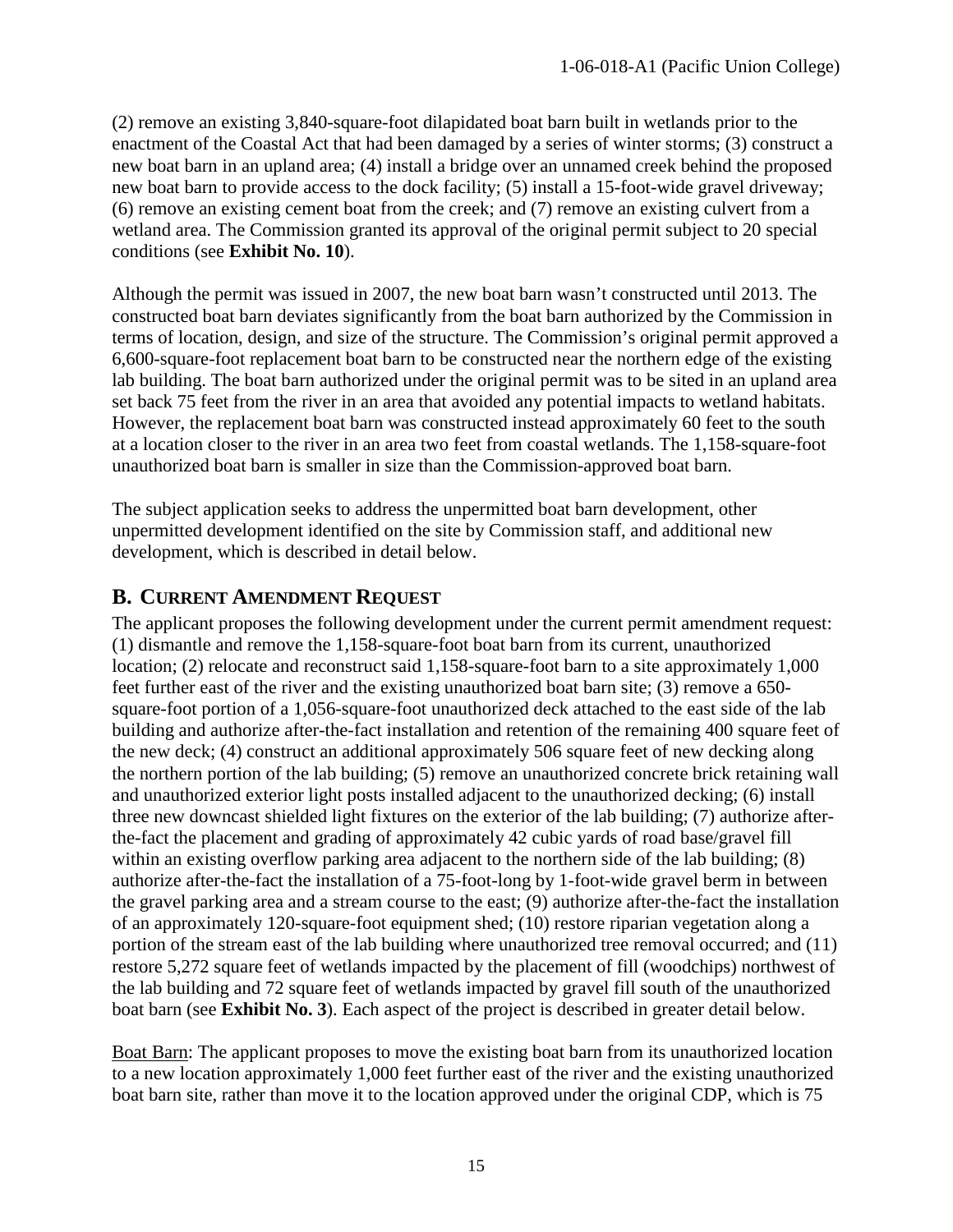(2) remove an existing 3,840-square-foot dilapidated boat barn built in wetlands prior to the enactment of the Coastal Act that had been damaged by a series of winter storms; (3) construct a new boat barn in an upland area; (4) install a bridge over an unnamed creek behind the proposed new boat barn to provide access to the dock facility; (5) install a 15-foot-wide gravel driveway; (6) remove an existing cement boat from the creek; and (7) remove an existing culvert from a wetland area. The Commission granted its approval of the original permit subject to 20 special conditions (see **Exhibit No. 10**).

Although the permit was issued in 2007, the new boat barn wasn't constructed until 2013. The constructed boat barn deviates significantly from the boat barn authorized by the Commission in terms of location, design, and size of the structure. The Commission's original permit approved a 6,600-square-foot replacement boat barn to be constructed near the northern edge of the existing lab building. The boat barn authorized under the original permit was to be sited in an upland area set back 75 feet from the river in an area that avoided any potential impacts to wetland habitats. However, the replacement boat barn was constructed instead approximately 60 feet to the south at a location closer to the river in an area two feet from coastal wetlands. The 1,158-square-foot unauthorized boat barn is smaller in size than the Commission-approved boat barn.

The subject application seeks to address the unpermitted boat barn development, other unpermitted development identified on the site by Commission staff, and additional new development, which is described in detail below.

## B. CURRENT AMENDMENT REQUEST

The applicant proposes the following development under the current permit amendment request: (1) dismantle and remove the 1,158-square-foot boat barn from its current, unauthorized location; (2) relocate and reconstruct said 1,158-square-foot barn to a site approximately 1,000 feet further east of the river and the existing unauthorized boat barn site; (3) remove a 650-square-foot portion of a 1,056-square-foot unauthorized deck attached to the east side of the lab building and authorize after-the-fact installation and retention of the remaining 400 square feet of the new deck; (4) construct an additional approximately 506 square feet of new decking along the northern portion of the lab building; (5) remove an unauthorized concrete brick retaining wall and unauthorized exterior light posts installed adjacent to the unauthorized decking; (6) install three new downcast shielded light fixtures on the exterior of the lab building; (7) authorize after-the-fact the placement and grading of approximately 42 cubic yards of road base/gravel fill within an existing overflow parking area adjacent to the northern side of the lab building; (8) authorize after-the-fact the installation of a 75-foot-long by 1-foot-wide gravel berm in between the gravel parking area and a stream course to the east; (9) authorize after-the-fact the installation of an approximately 120-square-foot equipment shed; (10) restore riparian vegetation along a portion of the stream east of the lab building where unauthorized tree removal occurred; and (11) restore 5,272 square feet of wetlands impacted by the placement of fill (woodchips) northwest of the lab building and 72 square feet of wetlands impacted by gravel fill south of the unauthorized boat barn (see **Exhibit No. 3**). Each aspect of the project is described in greater detail below.

<u>Boat Barn</u>: The applicant proposes to move the existing boat barn from its unauthorized location to a new location approximately 1,000 feet further east of the river and the existing unauthorized boat barn site, rather than move it to the location approved under the original CDP, which is 75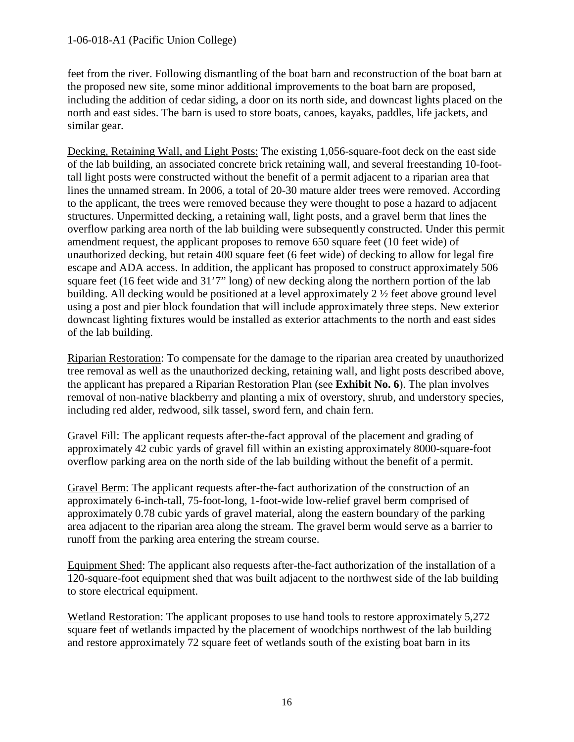feet from the river. Following dismantling of the boat barn and reconstruction of the boat barn at the proposed new site, some minor additional improvements to the boat barn are proposed, including the addition of cedar siding, a door on its north side, and downcast lights placed on the north and east sides. The barn is used to store boats, canoes, kayaks, paddles, life jackets, and similar gear.

<u>Decking, Retaining Wall, and Light Posts:</u> The existing 1,056-square-foot deck on the east side of the lab building, an associated concrete brick retaining wall, and several freestanding 10-foot-tall light posts were constructed without the benefit of a permit adjacent to a riparian area that lines the unnamed stream. In 2006, a total of 20-30 mature alder trees were removed. According to the applicant, the trees were removed because they were thought to pose a hazard to adjacent structures. Unpermitted decking, a retaining wall, light posts, and a gravel berm that lines the overflow parking area north of the lab building were subsequently constructed. Under this permit amendment request, the applicant proposes to remove 650 square feet (10 feet wide) of unauthorized decking, but retain 400 square feet (6 feet wide) of decking to allow for legal fire escape and ADA access. In addition, the applicant has proposed to construct approximately 506 square feet (16 feet wide and 31'7" long) of new decking along the northern portion of the lab building. All decking would be positioned at a level approximately 2 ½ feet above ground level using a post and pier block foundation that will include approximately three steps. New exterior downcast lighting fixtures would be installed as exterior attachments to the north and east sides of the lab building.

<u>Riparian Restoration</u>: To compensate for the damage to the riparian area created by unauthorized tree removal as well as the unauthorized decking, retaining wall, and light posts described above, the applicant has prepared a Riparian Restoration Plan (see **Exhibit No. 6**). The plan involves removal of non-native blackberry and planting a mix of overstory, shrub, and understory species, including red alder, redwood, silk tassel, sword fern, and chain fern.

<u>Gravel Fill</u>: The applicant requests after-the-fact approval of the placement and grading of approximately 42 cubic yards of gravel fill within an existing approximately 8000-square-foot overflow parking area on the north side of the lab building without the benefit of a permit.

<u>Gravel Berm</u>: The applicant requests after-the-fact authorization of the construction of an approximately 6-inch-tall, 75-foot-long, 1-foot-wide low-relief gravel berm comprised of approximately 0.78 cubic yards of gravel material, along the eastern boundary of the parking area adjacent to the riparian area along the stream. The gravel berm would serve as a barrier to runoff from the parking area entering the stream course.

<u>Equipment Shed</u>: The applicant also requests after-the-fact authorization of the installation of a 120-square-foot equipment shed that was built adjacent to the northwest side of the lab building to store electrical equipment.

<u>Wetland Restoration</u>: The applicant proposes to use hand tools to restore approximately 5,272 square feet of wetlands impacted by the placement of woodchips northwest of the lab building and restore approximately 72 square feet of wetlands south of the existing boat barn in its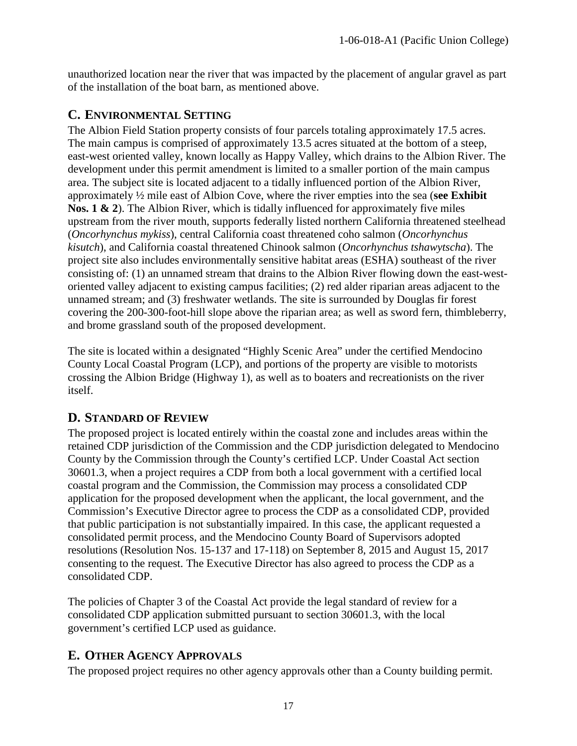unauthorized location near the river that was impacted by the placement of angular gravel as part of the installation of the boat barn, as mentioned above.

## C. Environmental Setting

The Albion Field Station property consists of four parcels totaling approximately 17.5 acres. The main campus is comprised of approximately 13.5 acres situated at the bottom of a steep, east-west oriented valley, known locally as Happy Valley, which drains to the Albion River. The development under this permit amendment is limited to a smaller portion of the main campus area. The subject site is located adjacent to a tidally influenced portion of the Albion River, approximately ½ mile east of Albion Cove, where the river empties into the sea (**see Exhibit Nos. 1 & 2**). The Albion River, which is tidally influenced for approximately five miles upstream from the river mouth, supports federally listed northern California threatened steelhead (*Oncorhynchus mykiss*), central California coast threatened coho salmon (*Oncorhynchus kisutch*), and California coastal threatened Chinook salmon (*Oncorhynchus tshawytscha*). The project site also includes environmentally sensitive habitat areas (ESHA) southeast of the river consisting of: (1) an unnamed stream that drains to the Albion River flowing down the east-west-oriented valley adjacent to existing campus facilities; (2) red alder riparian areas adjacent to the unnamed stream; and (3) freshwater wetlands. The site is surrounded by Douglas fir forest covering the 200-300-foot-hill slope above the riparian area; as well as sword fern, thimbleberry, and brome grassland south of the proposed development.

The site is located within a designated "Highly Scenic Area" under the certified Mendocino County Local Coastal Program (LCP), and portions of the property are visible to motorists crossing the Albion Bridge (Highway 1), as well as to boaters and recreationists on the river itself.

## D. Standard of Review

The proposed project is located entirely within the coastal zone and includes areas within the retained CDP jurisdiction of the Commission and the CDP jurisdiction delegated to Mendocino County by the Commission through the County's certified LCP. Under Coastal Act section 30601.3, when a project requires a CDP from both a local government with a certified local coastal program and the Commission, the Commission may process a consolidated CDP application for the proposed development when the applicant, the local government, and the Commission's Executive Director agree to process the CDP as a consolidated CDP, provided that public participation is not substantially impaired. In this case, the applicant requested a consolidated permit process, and the Mendocino County Board of Supervisors adopted resolutions (Resolution Nos. 15-137 and 17-118) on September 8, 2015 and August 15, 2017 consenting to the request. The Executive Director has also agreed to process the CDP as a consolidated CDP.

The policies of Chapter 3 of the Coastal Act provide the legal standard of review for a consolidated CDP application submitted pursuant to section 30601.3, with the local government's certified LCP used as guidance.

## E. Other Agency Approvals

The proposed project requires no other agency approvals other than a County building permit.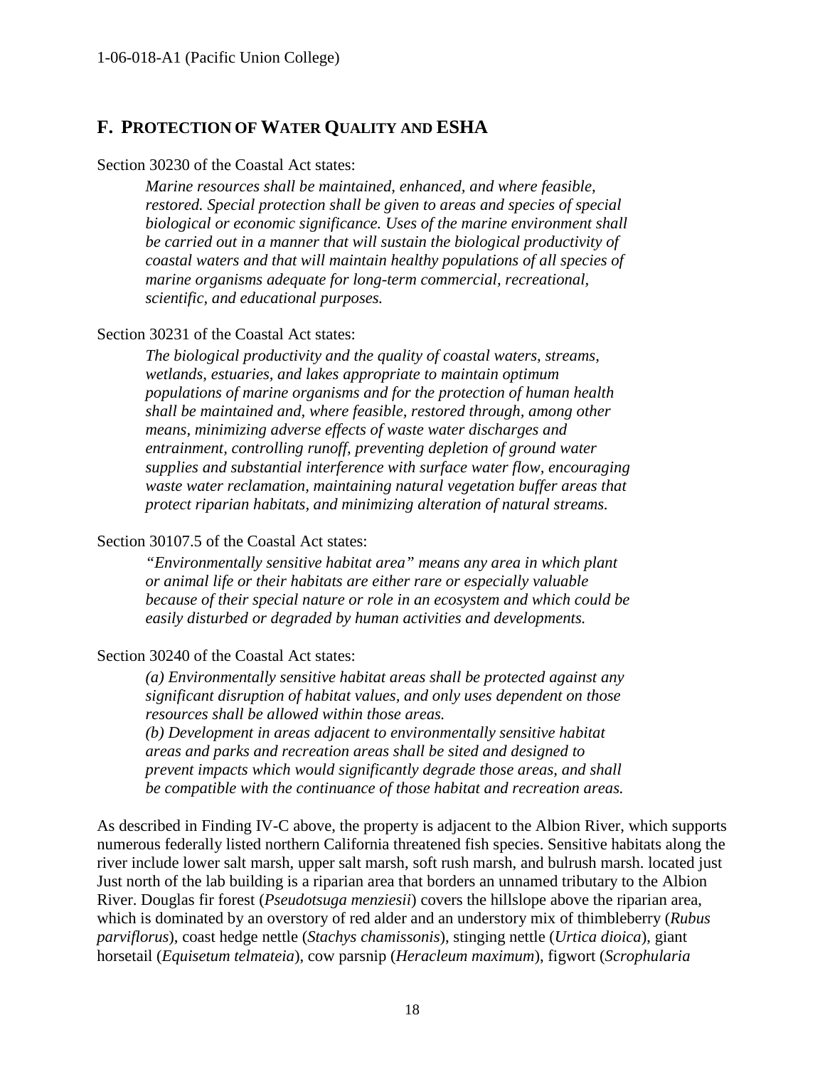## F. PROTECTION OF WATER QUALITY AND ESHA

Section 30230 of the Coastal Act states:

> *Marine resources shall be maintained, enhanced, and where feasible, restored. Special protection shall be given to areas and species of special biological or economic significance. Uses of the marine environment shall be carried out in a manner that will sustain the biological productivity of coastal waters and that will maintain healthy populations of all species of marine organisms adequate for long-term commercial, recreational, scientific, and educational purposes.*

Section 30231 of the Coastal Act states:

> *The biological productivity and the quality of coastal waters, streams, wetlands, estuaries, and lakes appropriate to maintain optimum populations of marine organisms and for the protection of human health shall be maintained and, where feasible, restored through, among other means, minimizing adverse effects of waste water discharges and entrainment, controlling runoff, preventing depletion of ground water supplies and substantial interference with surface water flow, encouraging waste water reclamation, maintaining natural vegetation buffer areas that protect riparian habitats, and minimizing alteration of natural streams.*

Section 30107.5 of the Coastal Act states:

> *"Environmentally sensitive habitat area" means any area in which plant or animal life or their habitats are either rare or especially valuable because of their special nature or role in an ecosystem and which could be easily disturbed or degraded by human activities and developments.*

Section 30240 of the Coastal Act states:

> *(a) Environmentally sensitive habitat areas shall be protected against any significant disruption of habitat values, and only uses dependent on those resources shall be allowed within those areas.*
> *(b) Development in areas adjacent to environmentally sensitive habitat areas and parks and recreation areas shall be sited and designed to prevent impacts which would significantly degrade those areas, and shall be compatible with the continuance of those habitat and recreation areas.*

As described in Finding IV-C above, the property is adjacent to the Albion River, which supports numerous federally listed northern California threatened fish species. Sensitive habitats along the river include lower salt marsh, upper salt marsh, soft rush marsh, and bulrush marsh. located just Just north of the lab building is a riparian area that borders an unnamed tributary to the Albion River. Douglas fir forest (*Pseudotsuga menziesii*) covers the hillslope above the riparian area, which is dominated by an overstory of red alder and an understory mix of thimbleberry (*Rubus parviflorus*), coast hedge nettle (*Stachys chamissonis*), stinging nettle (*Urtica dioica*), giant horsetail (*Equisetum telmateia*), cow parsnip (*Heracleum maximum*), figwort (*Scrophularia*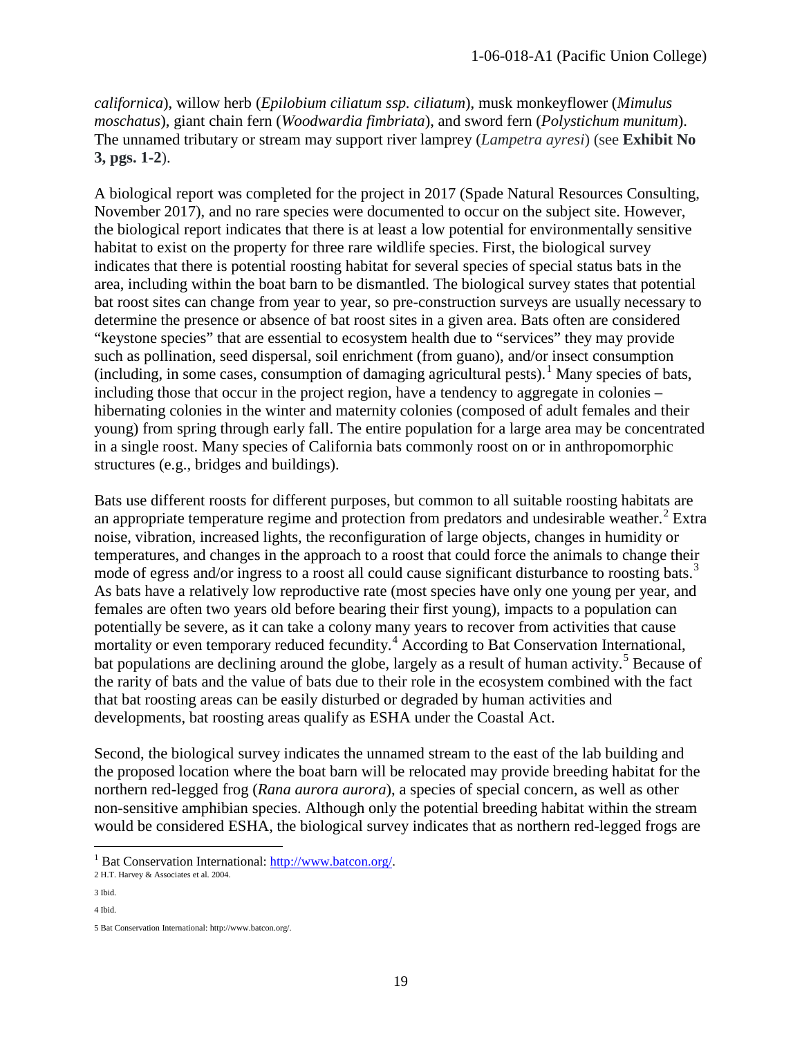*californica*), willow herb (*Epilobium ciliatum ssp. ciliatum*), musk monkeyflower (*Mimulus moschatus*), giant chain fern (*Woodwardia fimbriata*), and sword fern (*Polystichum munitum*). The unnamed tributary or stream may support river lamprey (*Lampetra ayresi*) (see **Exhibit No 3, pgs. 1-2**).

A biological report was completed for the project in 2017 (Spade Natural Resources Consulting, November 2017), and no rare species were documented to occur on the subject site. However, the biological report indicates that there is at least a low potential for environmentally sensitive habitat to exist on the property for three rare wildlife species. First, the biological survey indicates that there is potential roosting habitat for several species of special status bats in the area, including within the boat barn to be dismantled. The biological survey states that potential bat roost sites can change from year to year, so pre-construction surveys are usually necessary to determine the presence or absence of bat roost sites in a given area. Bats often are considered "keystone species" that are essential to ecosystem health due to "services" they may provide such as pollination, seed dispersal, soil enrichment (from guano), and/or insect consumption (including, in some cases, consumption of damaging agricultural pests).[1] Many species of bats, including those that occur in the project region, have a tendency to aggregate in colonies – hibernating colonies in the winter and maternity colonies (composed of adult females and their young) from spring through early fall. The entire population for a large area may be concentrated in a single roost. Many species of California bats commonly roost on or in anthropomorphic structures (e.g., bridges and buildings).

Bats use different roosts for different purposes, but common to all suitable roosting habitats are an appropriate temperature regime and protection from predators and undesirable weather.[2] Extra noise, vibration, increased lights, the reconfiguration of large objects, changes in humidity or temperatures, and changes in the approach to a roost that could force the animals to change their mode of egress and/or ingress to a roost all could cause significant disturbance to roosting bats.[3] As bats have a relatively low reproductive rate (most species have only one young per year, and females are often two years old before bearing their first young), impacts to a population can potentially be severe, as it can take a colony many years to recover from activities that cause mortality or even temporary reduced fecundity.[4] According to Bat Conservation International, bat populations are declining around the globe, largely as a result of human activity.[5] Because of the rarity of bats and the value of bats due to their role in the ecosystem combined with the fact that bat roosting areas can be easily disturbed or degraded by human activities and developments, bat roosting areas qualify as ESHA under the Coastal Act.

Second, the biological survey indicates the unnamed stream to the east of the lab building and the proposed location where the boat barn will be relocated may provide breeding habitat for the northern red-legged frog (*Rana aurora aurora*), a species of special concern, as well as other non-sensitive amphibian species. Although only the potential breeding habitat within the stream would be considered ESHA, the biological survey indicates that as northern red-legged frogs are

---

[1] Bat Conservation International: http://www.batcon.org/.

2 H.T. Harvey & Associates et al. 2004.

3 Ibid.

4 Ibid.

5 Bat Conservation International: http://www.batcon.org/.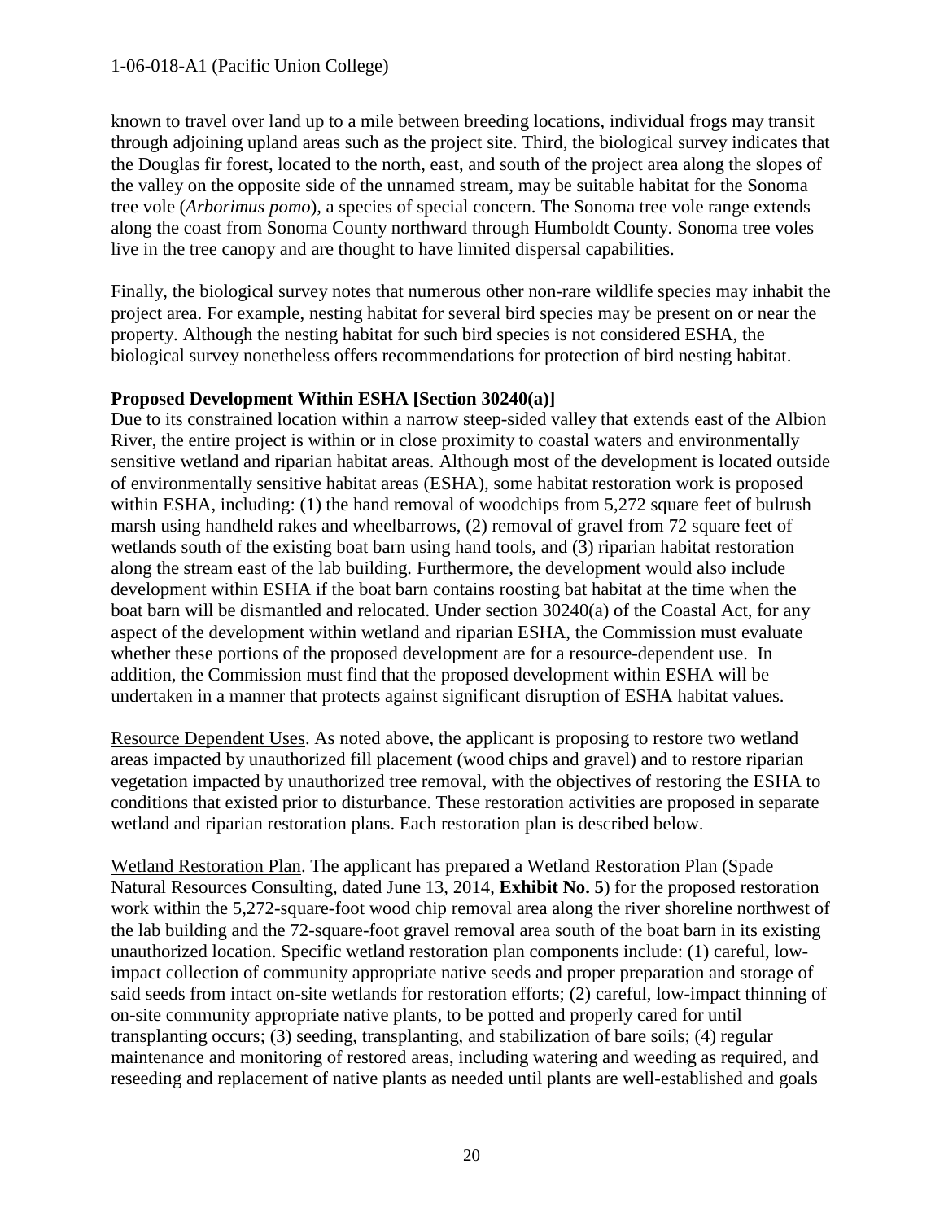known to travel over land up to a mile between breeding locations, individual frogs may transit through adjoining upland areas such as the project site. Third, the biological survey indicates that the Douglas fir forest, located to the north, east, and south of the project area along the slopes of the valley on the opposite side of the unnamed stream, may be suitable habitat for the Sonoma tree vole (*Arborimus pomo*), a species of special concern. The Sonoma tree vole range extends along the coast from Sonoma County northward through Humboldt County. Sonoma tree voles live in the tree canopy and are thought to have limited dispersal capabilities.

Finally, the biological survey notes that numerous other non-rare wildlife species may inhabit the project area. For example, nesting habitat for several bird species may be present on or near the property. Although the nesting habitat for such bird species is not considered ESHA, the biological survey nonetheless offers recommendations for protection of bird nesting habitat.

**Proposed Development Within ESHA [Section 30240(a)]**

Due to its constrained location within a narrow steep-sided valley that extends east of the Albion River, the entire project is within or in close proximity to coastal waters and environmentally sensitive wetland and riparian habitat areas. Although most of the development is located outside of environmentally sensitive habitat areas (ESHA), some habitat restoration work is proposed within ESHA, including: (1) the hand removal of woodchips from 5,272 square feet of bulrush marsh using handheld rakes and wheelbarrows, (2) removal of gravel from 72 square feet of wetlands south of the existing boat barn using hand tools, and (3) riparian habitat restoration along the stream east of the lab building. Furthermore, the development would also include development within ESHA if the boat barn contains roosting bat habitat at the time when the boat barn will be dismantled and relocated. Under section 30240(a) of the Coastal Act, for any aspect of the development within wetland and riparian ESHA, the Commission must evaluate whether these portions of the proposed development are for a resource-dependent use. In addition, the Commission must find that the proposed development within ESHA will be undertaken in a manner that protects against significant disruption of ESHA habitat values.

Resource Dependent Uses. As noted above, the applicant is proposing to restore two wetland areas impacted by unauthorized fill placement (wood chips and gravel) and to restore riparian vegetation impacted by unauthorized tree removal, with the objectives of restoring the ESHA to conditions that existed prior to disturbance. These restoration activities are proposed in separate wetland and riparian restoration plans. Each restoration plan is described below.

Wetland Restoration Plan. The applicant has prepared a Wetland Restoration Plan (Spade Natural Resources Consulting, dated June 13, 2014, **Exhibit No. 5**) for the proposed restoration work within the 5,272-square-foot wood chip removal area along the river shoreline northwest of the lab building and the 72-square-foot gravel removal area south of the boat barn in its existing unauthorized location. Specific wetland restoration plan components include: (1) careful, low-impact collection of community appropriate native seeds and proper preparation and storage of said seeds from intact on-site wetlands for restoration efforts; (2) careful, low-impact thinning of on-site community appropriate native plants, to be potted and properly cared for until transplanting occurs; (3) seeding, transplanting, and stabilization of bare soils; (4) regular maintenance and monitoring of restored areas, including watering and weeding as required, and reseeding and replacement of native plants as needed until plants are well-established and goals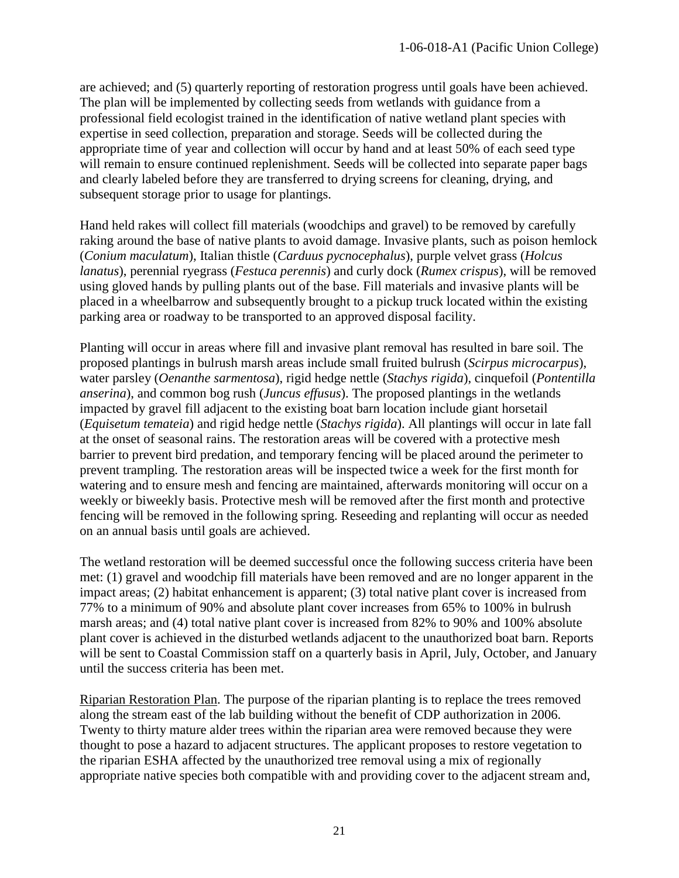are achieved; and (5) quarterly reporting of restoration progress until goals have been achieved. The plan will be implemented by collecting seeds from wetlands with guidance from a professional field ecologist trained in the identification of native wetland plant species with expertise in seed collection, preparation and storage. Seeds will be collected during the appropriate time of year and collection will occur by hand and at least 50% of each seed type will remain to ensure continued replenishment. Seeds will be collected into separate paper bags and clearly labeled before they are transferred to drying screens for cleaning, drying, and subsequent storage prior to usage for plantings.

Hand held rakes will collect fill materials (woodchips and gravel) to be removed by carefully raking around the base of native plants to avoid damage. Invasive plants, such as poison hemlock (*Conium maculatum*), Italian thistle (*Carduus pycnocephalus*), purple velvet grass (*Holcus lanatus*), perennial ryegrass (*Festuca perennis*) and curly dock (*Rumex crispus*), will be removed using gloved hands by pulling plants out of the base. Fill materials and invasive plants will be placed in a wheelbarrow and subsequently brought to a pickup truck located within the existing parking area or roadway to be transported to an approved disposal facility.

Planting will occur in areas where fill and invasive plant removal has resulted in bare soil. The proposed plantings in bulrush marsh areas include small fruited bulrush (*Scirpus microcarpus*), water parsley (*Oenanthe sarmentosa*), rigid hedge nettle (*Stachys rigida*), cinquefoil (*Pontentilla anserina*), and common bog rush (*Juncus effusus*). The proposed plantings in the wetlands impacted by gravel fill adjacent to the existing boat barn location include giant horsetail (*Equisetum temateia*) and rigid hedge nettle (*Stachys rigida*). All plantings will occur in late fall at the onset of seasonal rains. The restoration areas will be covered with a protective mesh barrier to prevent bird predation, and temporary fencing will be placed around the perimeter to prevent trampling. The restoration areas will be inspected twice a week for the first month for watering and to ensure mesh and fencing are maintained, afterwards monitoring will occur on a weekly or biweekly basis. Protective mesh will be removed after the first month and protective fencing will be removed in the following spring. Reseeding and replanting will occur as needed on an annual basis until goals are achieved.

The wetland restoration will be deemed successful once the following success criteria have been met: (1) gravel and woodchip fill materials have been removed and are no longer apparent in the impact areas; (2) habitat enhancement is apparent; (3) total native plant cover is increased from 77% to a minimum of 90% and absolute plant cover increases from 65% to 100% in bulrush marsh areas; and (4) total native plant cover is increased from 82% to 90% and 100% absolute plant cover is achieved in the disturbed wetlands adjacent to the unauthorized boat barn. Reports will be sent to Coastal Commission staff on a quarterly basis in April, July, October, and January until the success criteria has been met.

Riparian Restoration Plan. The purpose of the riparian planting is to replace the trees removed along the stream east of the lab building without the benefit of CDP authorization in 2006. Twenty to thirty mature alder trees within the riparian area were removed because they were thought to pose a hazard to adjacent structures. The applicant proposes to restore vegetation to the riparian ESHA affected by the unauthorized tree removal using a mix of regionally appropriate native species both compatible with and providing cover to the adjacent stream and,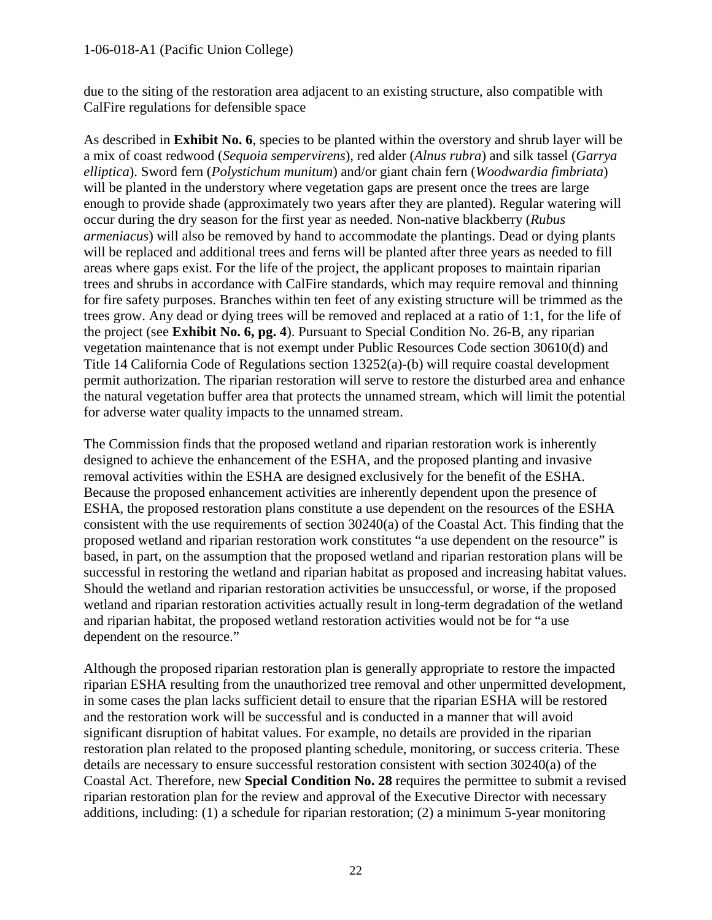due to the siting of the restoration area adjacent to an existing structure, also compatible with CalFire regulations for defensible space

As described in **Exhibit No. 6**, species to be planted within the overstory and shrub layer will be a mix of coast redwood (*Sequoia sempervirens*), red alder (*Alnus rubra*) and silk tassel (*Garrya elliptica*). Sword fern (*Polystichum munitum*) and/or giant chain fern (*Woodwardia fimbriata*) will be planted in the understory where vegetation gaps are present once the trees are large enough to provide shade (approximately two years after they are planted). Regular watering will occur during the dry season for the first year as needed. Non-native blackberry (*Rubus armeniacus*) will also be removed by hand to accommodate the plantings. Dead or dying plants will be replaced and additional trees and ferns will be planted after three years as needed to fill areas where gaps exist. For the life of the project, the applicant proposes to maintain riparian trees and shrubs in accordance with CalFire standards, which may require removal and thinning for fire safety purposes. Branches within ten feet of any existing structure will be trimmed as the trees grow. Any dead or dying trees will be removed and replaced at a ratio of 1:1, for the life of the project (see **Exhibit No. 6, pg. 4**). Pursuant to Special Condition No. 26-B, any riparian vegetation maintenance that is not exempt under Public Resources Code section 30610(d) and Title 14 California Code of Regulations section 13252(a)-(b) will require coastal development permit authorization. The riparian restoration will serve to restore the disturbed area and enhance the natural vegetation buffer area that protects the unnamed stream, which will limit the potential for adverse water quality impacts to the unnamed stream.

The Commission finds that the proposed wetland and riparian restoration work is inherently designed to achieve the enhancement of the ESHA, and the proposed planting and invasive removal activities within the ESHA are designed exclusively for the benefit of the ESHA. Because the proposed enhancement activities are inherently dependent upon the presence of ESHA, the proposed restoration plans constitute a use dependent on the resources of the ESHA consistent with the use requirements of section 30240(a) of the Coastal Act. This finding that the proposed wetland and riparian restoration work constitutes "a use dependent on the resource" is based, in part, on the assumption that the proposed wetland and riparian restoration plans will be successful in restoring the wetland and riparian habitat as proposed and increasing habitat values. Should the wetland and riparian restoration activities be unsuccessful, or worse, if the proposed wetland and riparian restoration activities actually result in long-term degradation of the wetland and riparian habitat, the proposed wetland restoration activities would not be for "a use dependent on the resource."

Although the proposed riparian restoration plan is generally appropriate to restore the impacted riparian ESHA resulting from the unauthorized tree removal and other unpermitted development, in some cases the plan lacks sufficient detail to ensure that the riparian ESHA will be restored and the restoration work will be successful and is conducted in a manner that will avoid significant disruption of habitat values. For example, no details are provided in the riparian restoration plan related to the proposed planting schedule, monitoring, or success criteria. These details are necessary to ensure successful restoration consistent with section 30240(a) of the Coastal Act. Therefore, new **Special Condition No. 28** requires the permittee to submit a revised riparian restoration plan for the review and approval of the Executive Director with necessary additions, including: (1) a schedule for riparian restoration; (2) a minimum 5-year monitoring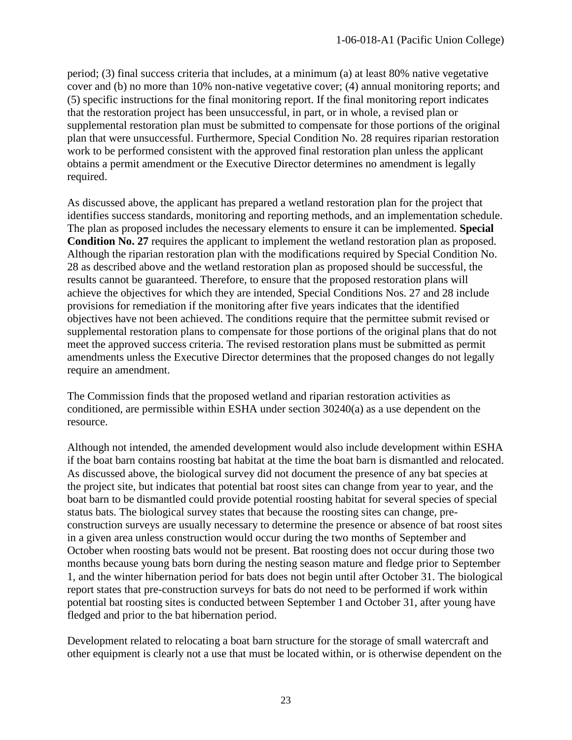period; (3) final success criteria that includes, at a minimum (a) at least 80% native vegetative cover and (b) no more than 10% non-native vegetative cover; (4) annual monitoring reports; and (5) specific instructions for the final monitoring report. If the final monitoring report indicates that the restoration project has been unsuccessful, in part, or in whole, a revised plan or supplemental restoration plan must be submitted to compensate for those portions of the original plan that were unsuccessful. Furthermore, Special Condition No. 28 requires riparian restoration work to be performed consistent with the approved final restoration plan unless the applicant obtains a permit amendment or the Executive Director determines no amendment is legally required.

As discussed above, the applicant has prepared a wetland restoration plan for the project that identifies success standards, monitoring and reporting methods, and an implementation schedule. The plan as proposed includes the necessary elements to ensure it can be implemented. **Special Condition No. 27** requires the applicant to implement the wetland restoration plan as proposed. Although the riparian restoration plan with the modifications required by Special Condition No. 28 as described above and the wetland restoration plan as proposed should be successful, the results cannot be guaranteed. Therefore, to ensure that the proposed restoration plans will achieve the objectives for which they are intended, Special Conditions Nos. 27 and 28 include provisions for remediation if the monitoring after five years indicates that the identified objectives have not been achieved. The conditions require that the permittee submit revised or supplemental restoration plans to compensate for those portions of the original plans that do not meet the approved success criteria. The revised restoration plans must be submitted as permit amendments unless the Executive Director determines that the proposed changes do not legally require an amendment.

The Commission finds that the proposed wetland and riparian restoration activities as conditioned, are permissible within ESHA under section 30240(a) as a use dependent on the resource.

Although not intended, the amended development would also include development within ESHA if the boat barn contains roosting bat habitat at the time the boat barn is dismantled and relocated. As discussed above, the biological survey did not document the presence of any bat species at the project site, but indicates that potential bat roost sites can change from year to year, and the boat barn to be dismantled could provide potential roosting habitat for several species of special status bats. The biological survey states that because the roosting sites can change, pre-construction surveys are usually necessary to determine the presence or absence of bat roost sites in a given area unless construction would occur during the two months of September and October when roosting bats would not be present. Bat roosting does not occur during those two months because young bats born during the nesting season mature and fledge prior to September 1, and the winter hibernation period for bats does not begin until after October 31. The biological report states that pre-construction surveys for bats do not need to be performed if work within potential bat roosting sites is conducted between September 1 and October 31, after young have fledged and prior to the bat hibernation period.

Development related to relocating a boat barn structure for the storage of small watercraft and other equipment is clearly not a use that must be located within, or is otherwise dependent on the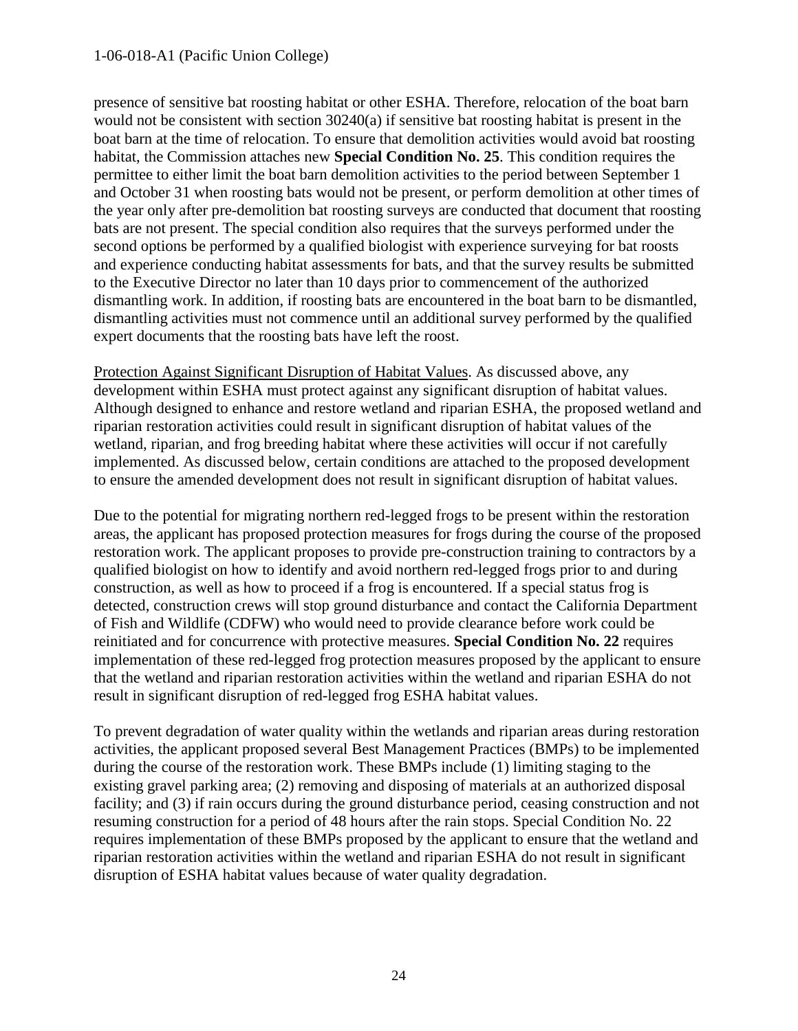presence of sensitive bat roosting habitat or other ESHA. Therefore, relocation of the boat barn would not be consistent with section 30240(a) if sensitive bat roosting habitat is present in the boat barn at the time of relocation. To ensure that demolition activities would avoid bat roosting habitat, the Commission attaches new **Special Condition No. 25**. This condition requires the permittee to either limit the boat barn demolition activities to the period between September 1 and October 31 when roosting bats would not be present, or perform demolition at other times of the year only after pre-demolition bat roosting surveys are conducted that document that roosting bats are not present. The special condition also requires that the surveys performed under the second options be performed by a qualified biologist with experience surveying for bat roosts and experience conducting habitat assessments for bats, and that the survey results be submitted to the Executive Director no later than 10 days prior to commencement of the authorized dismantling work. In addition, if roosting bats are encountered in the boat barn to be dismantled, dismantling activities must not commence until an additional survey performed by the qualified expert documents that the roosting bats have left the roost.

Protection Against Significant Disruption of Habitat Values. As discussed above, any development within ESHA must protect against any significant disruption of habitat values. Although designed to enhance and restore wetland and riparian ESHA, the proposed wetland and riparian restoration activities could result in significant disruption of habitat values of the wetland, riparian, and frog breeding habitat where these activities will occur if not carefully implemented. As discussed below, certain conditions are attached to the proposed development to ensure the amended development does not result in significant disruption of habitat values.

Due to the potential for migrating northern red-legged frogs to be present within the restoration areas, the applicant has proposed protection measures for frogs during the course of the proposed restoration work. The applicant proposes to provide pre-construction training to contractors by a qualified biologist on how to identify and avoid northern red-legged frogs prior to and during construction, as well as how to proceed if a frog is encountered. If a special status frog is detected, construction crews will stop ground disturbance and contact the California Department of Fish and Wildlife (CDFW) who would need to provide clearance before work could be reinitiated and for concurrence with protective measures. **Special Condition No. 22** requires implementation of these red-legged frog protection measures proposed by the applicant to ensure that the wetland and riparian restoration activities within the wetland and riparian ESHA do not result in significant disruption of red-legged frog ESHA habitat values.

To prevent degradation of water quality within the wetlands and riparian areas during restoration activities, the applicant proposed several Best Management Practices (BMPs) to be implemented during the course of the restoration work. These BMPs include (1) limiting staging to the existing gravel parking area; (2) removing and disposing of materials at an authorized disposal facility; and (3) if rain occurs during the ground disturbance period, ceasing construction and not resuming construction for a period of 48 hours after the rain stops. Special Condition No. 22 requires implementation of these BMPs proposed by the applicant to ensure that the wetland and riparian restoration activities within the wetland and riparian ESHA do not result in significant disruption of ESHA habitat values because of water quality degradation.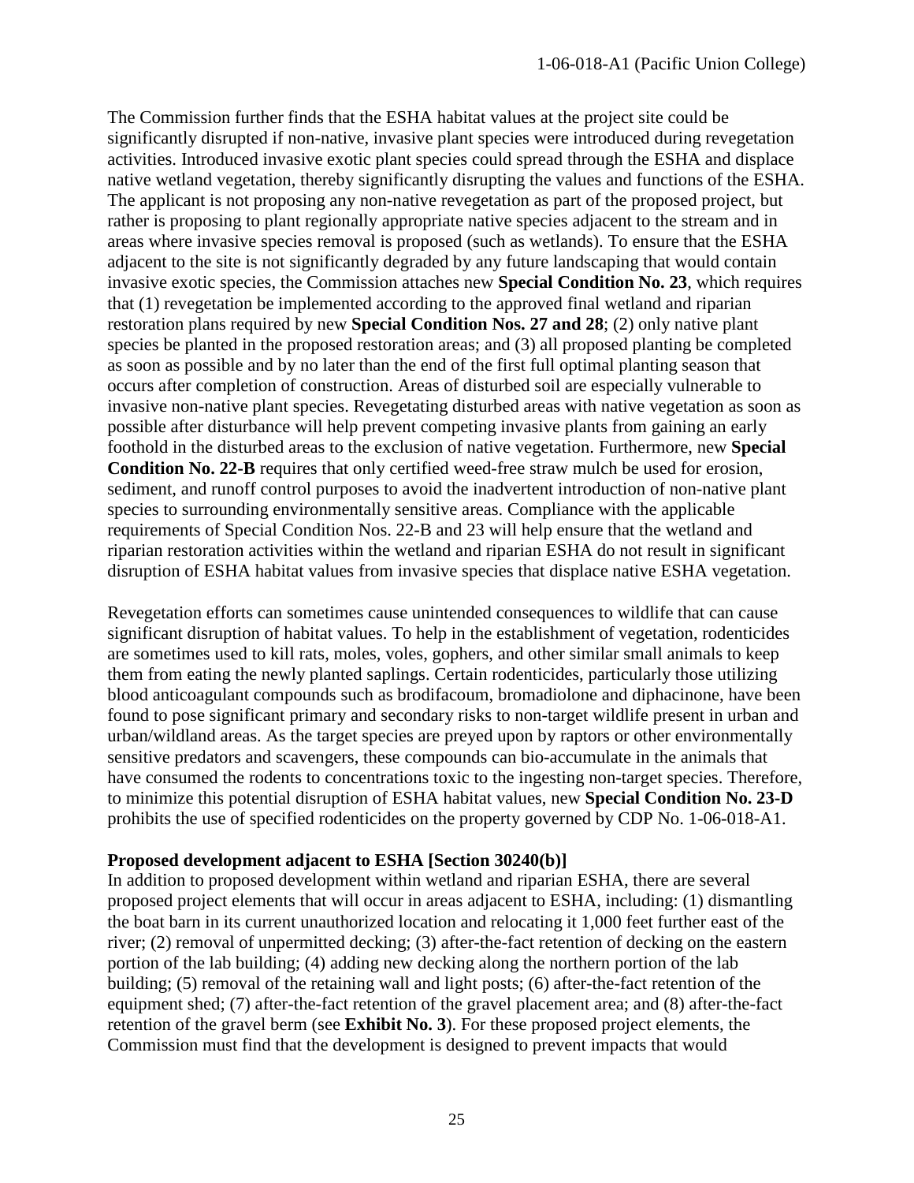The Commission further finds that the ESHA habitat values at the project site could be significantly disrupted if non-native, invasive plant species were introduced during revegetation activities. Introduced invasive exotic plant species could spread through the ESHA and displace native wetland vegetation, thereby significantly disrupting the values and functions of the ESHA. The applicant is not proposing any non-native revegetation as part of the proposed project, but rather is proposing to plant regionally appropriate native species adjacent to the stream and in areas where invasive species removal is proposed (such as wetlands). To ensure that the ESHA adjacent to the site is not significantly degraded by any future landscaping that would contain invasive exotic species, the Commission attaches new **Special Condition No. 23**, which requires that (1) revegetation be implemented according to the approved final wetland and riparian restoration plans required by new **Special Condition Nos. 27 and 28**; (2) only native plant species be planted in the proposed restoration areas; and (3) all proposed planting be completed as soon as possible and by no later than the end of the first full optimal planting season that occurs after completion of construction. Areas of disturbed soil are especially vulnerable to invasive non-native plant species. Revegetating disturbed areas with native vegetation as soon as possible after disturbance will help prevent competing invasive plants from gaining an early foothold in the disturbed areas to the exclusion of native vegetation. Furthermore, new **Special Condition No. 22-B** requires that only certified weed-free straw mulch be used for erosion, sediment, and runoff control purposes to avoid the inadvertent introduction of non-native plant species to surrounding environmentally sensitive areas. Compliance with the applicable requirements of Special Condition Nos. 22-B and 23 will help ensure that the wetland and riparian restoration activities within the wetland and riparian ESHA do not result in significant disruption of ESHA habitat values from invasive species that displace native ESHA vegetation.

Revegetation efforts can sometimes cause unintended consequences to wildlife that can cause significant disruption of habitat values. To help in the establishment of vegetation, rodenticides are sometimes used to kill rats, moles, voles, gophers, and other similar small animals to keep them from eating the newly planted saplings. Certain rodenticides, particularly those utilizing blood anticoagulant compounds such as brodifacoum, bromadiolone and diphacinone, have been found to pose significant primary and secondary risks to non-target wildlife present in urban and urban/wildland areas. As the target species are preyed upon by raptors or other environmentally sensitive predators and scavengers, these compounds can bio-accumulate in the animals that have consumed the rodents to concentrations toxic to the ingesting non-target species. Therefore, to minimize this potential disruption of ESHA habitat values, new **Special Condition No. 23-D** prohibits the use of specified rodenticides on the property governed by CDP No. 1-06-018-A1.

**Proposed development adjacent to ESHA [Section 30240(b)]**

In addition to proposed development within wetland and riparian ESHA, there are several proposed project elements that will occur in areas adjacent to ESHA, including: (1) dismantling the boat barn in its current unauthorized location and relocating it 1,000 feet further east of the river; (2) removal of unpermitted decking; (3) after-the-fact retention of decking on the eastern portion of the lab building; (4) adding new decking along the northern portion of the lab building; (5) removal of the retaining wall and light posts; (6) after-the-fact retention of the equipment shed; (7) after-the-fact retention of the gravel placement area; and (8) after-the-fact retention of the gravel berm (see **Exhibit No. 3**). For these proposed project elements, the Commission must find that the development is designed to prevent impacts that would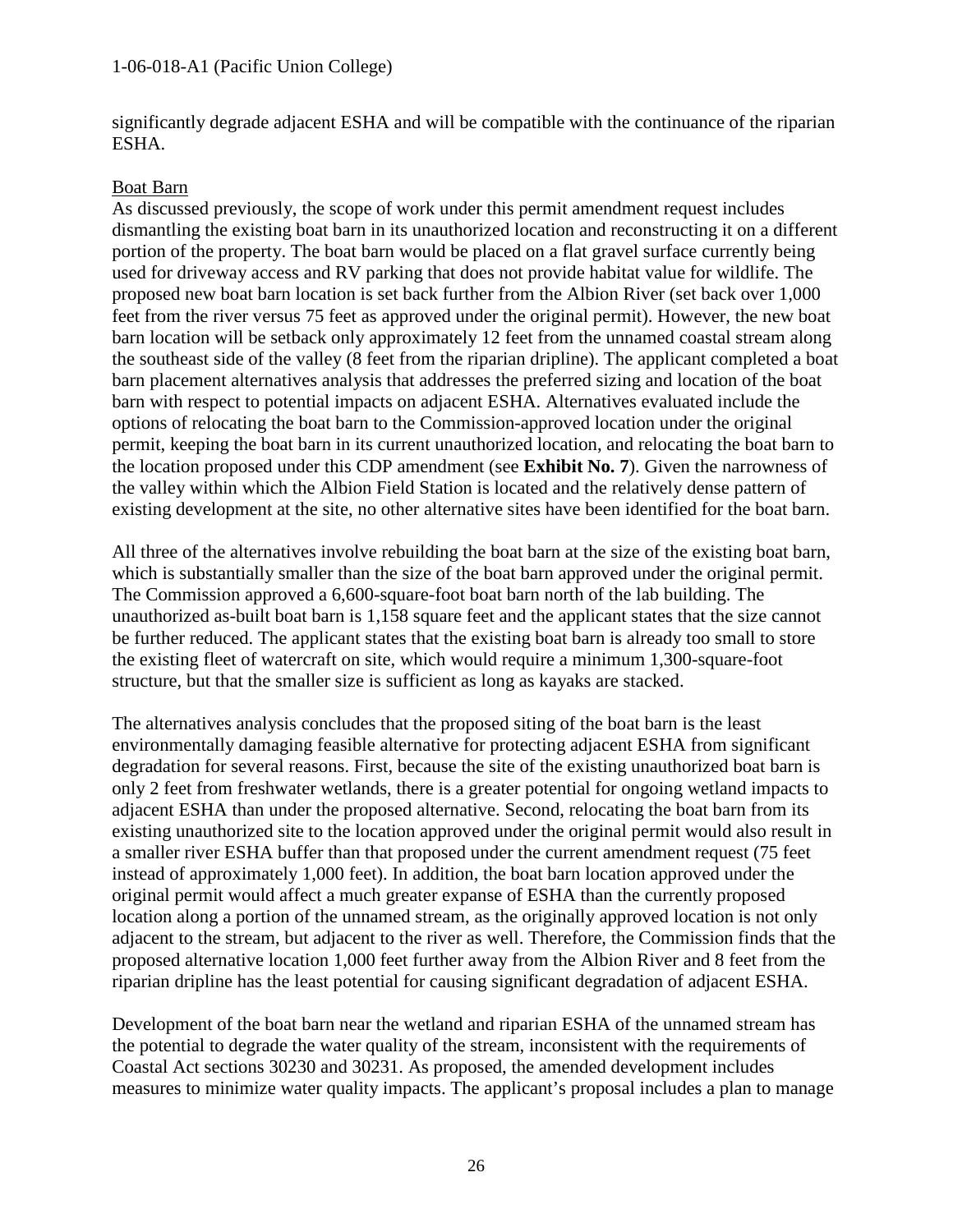significantly degrade adjacent ESHA and will be compatible with the continuance of the riparian ESHA.

Boat Barn

As discussed previously, the scope of work under this permit amendment request includes dismantling the existing boat barn in its unauthorized location and reconstructing it on a different portion of the property. The boat barn would be placed on a flat gravel surface currently being used for driveway access and RV parking that does not provide habitat value for wildlife. The proposed new boat barn location is set back further from the Albion River (set back over 1,000 feet from the river versus 75 feet as approved under the original permit). However, the new boat barn location will be setback only approximately 12 feet from the unnamed coastal stream along the southeast side of the valley (8 feet from the riparian dripline). The applicant completed a boat barn placement alternatives analysis that addresses the preferred sizing and location of the boat barn with respect to potential impacts on adjacent ESHA. Alternatives evaluated include the options of relocating the boat barn to the Commission-approved location under the original permit, keeping the boat barn in its current unauthorized location, and relocating the boat barn to the location proposed under this CDP amendment (see **Exhibit No. 7**). Given the narrowness of the valley within which the Albion Field Station is located and the relatively dense pattern of existing development at the site, no other alternative sites have been identified for the boat barn.

All three of the alternatives involve rebuilding the boat barn at the size of the existing boat barn, which is substantially smaller than the size of the boat barn approved under the original permit. The Commission approved a 6,600-square-foot boat barn north of the lab building. The unauthorized as-built boat barn is 1,158 square feet and the applicant states that the size cannot be further reduced. The applicant states that the existing boat barn is already too small to store the existing fleet of watercraft on site, which would require a minimum 1,300-square-foot structure, but that the smaller size is sufficient as long as kayaks are stacked.

The alternatives analysis concludes that the proposed siting of the boat barn is the least environmentally damaging feasible alternative for protecting adjacent ESHA from significant degradation for several reasons. First, because the site of the existing unauthorized boat barn is only 2 feet from freshwater wetlands, there is a greater potential for ongoing wetland impacts to adjacent ESHA than under the proposed alternative. Second, relocating the boat barn from its existing unauthorized site to the location approved under the original permit would also result in a smaller river ESHA buffer than that proposed under the current amendment request (75 feet instead of approximately 1,000 feet). In addition, the boat barn location approved under the original permit would affect a much greater expanse of ESHA than the currently proposed location along a portion of the unnamed stream, as the originally approved location is not only adjacent to the stream, but adjacent to the river as well. Therefore, the Commission finds that the proposed alternative location 1,000 feet further away from the Albion River and 8 feet from the riparian dripline has the least potential for causing significant degradation of adjacent ESHA.

Development of the boat barn near the wetland and riparian ESHA of the unnamed stream has the potential to degrade the water quality of the stream, inconsistent with the requirements of Coastal Act sections 30230 and 30231. As proposed, the amended development includes measures to minimize water quality impacts. The applicant's proposal includes a plan to manage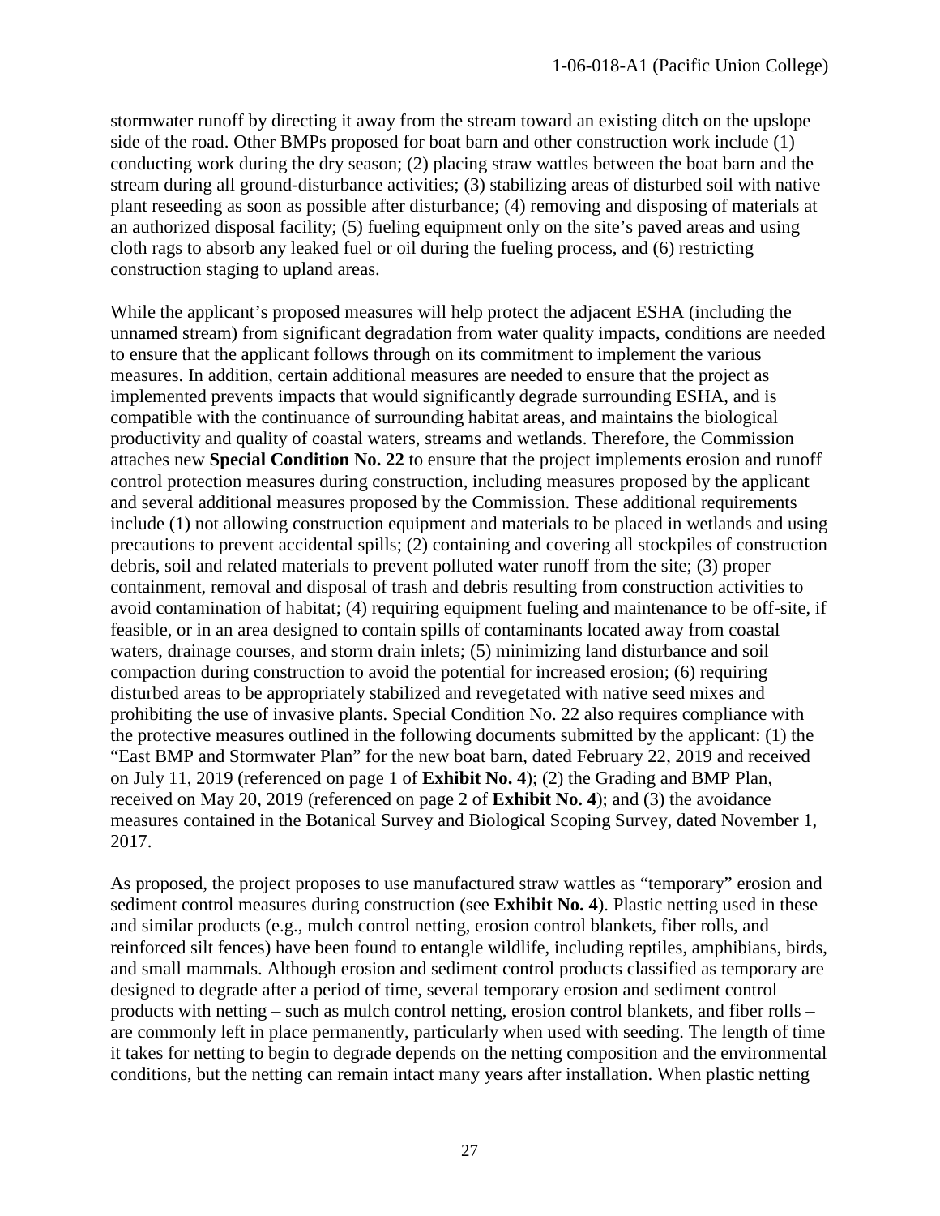stormwater runoff by directing it away from the stream toward an existing ditch on the upslope side of the road. Other BMPs proposed for boat barn and other construction work include (1) conducting work during the dry season; (2) placing straw wattles between the boat barn and the stream during all ground-disturbance activities; (3) stabilizing areas of disturbed soil with native plant reseeding as soon as possible after disturbance; (4) removing and disposing of materials at an authorized disposal facility; (5) fueling equipment only on the site's paved areas and using cloth rags to absorb any leaked fuel or oil during the fueling process, and (6) restricting construction staging to upland areas.

While the applicant's proposed measures will help protect the adjacent ESHA (including the unnamed stream) from significant degradation from water quality impacts, conditions are needed to ensure that the applicant follows through on its commitment to implement the various measures. In addition, certain additional measures are needed to ensure that the project as implemented prevents impacts that would significantly degrade surrounding ESHA, and is compatible with the continuance of surrounding habitat areas, and maintains the biological productivity and quality of coastal waters, streams and wetlands. Therefore, the Commission attaches new **Special Condition No. 22** to ensure that the project implements erosion and runoff control protection measures during construction, including measures proposed by the applicant and several additional measures proposed by the Commission. These additional requirements include (1) not allowing construction equipment and materials to be placed in wetlands and using precautions to prevent accidental spills; (2) containing and covering all stockpiles of construction debris, soil and related materials to prevent polluted water runoff from the site; (3) proper containment, removal and disposal of trash and debris resulting from construction activities to avoid contamination of habitat; (4) requiring equipment fueling and maintenance to be off-site, if feasible, or in an area designed to contain spills of contaminants located away from coastal waters, drainage courses, and storm drain inlets; (5) minimizing land disturbance and soil compaction during construction to avoid the potential for increased erosion; (6) requiring disturbed areas to be appropriately stabilized and revegetated with native seed mixes and prohibiting the use of invasive plants. Special Condition No. 22 also requires compliance with the protective measures outlined in the following documents submitted by the applicant: (1) the "East BMP and Stormwater Plan" for the new boat barn, dated February 22, 2019 and received on July 11, 2019 (referenced on page 1 of **Exhibit No. 4**); (2) the Grading and BMP Plan, received on May 20, 2019 (referenced on page 2 of **Exhibit No. 4**); and (3) the avoidance measures contained in the Botanical Survey and Biological Scoping Survey, dated November 1, 2017.

As proposed, the project proposes to use manufactured straw wattles as "temporary" erosion and sediment control measures during construction (see **Exhibit No. 4**). Plastic netting used in these and similar products (e.g., mulch control netting, erosion control blankets, fiber rolls, and reinforced silt fences) have been found to entangle wildlife, including reptiles, amphibians, birds, and small mammals. Although erosion and sediment control products classified as temporary are designed to degrade after a period of time, several temporary erosion and sediment control products with netting – such as mulch control netting, erosion control blankets, and fiber rolls – are commonly left in place permanently, particularly when used with seeding. The length of time it takes for netting to begin to degrade depends on the netting composition and the environmental conditions, but the netting can remain intact many years after installation. When plastic netting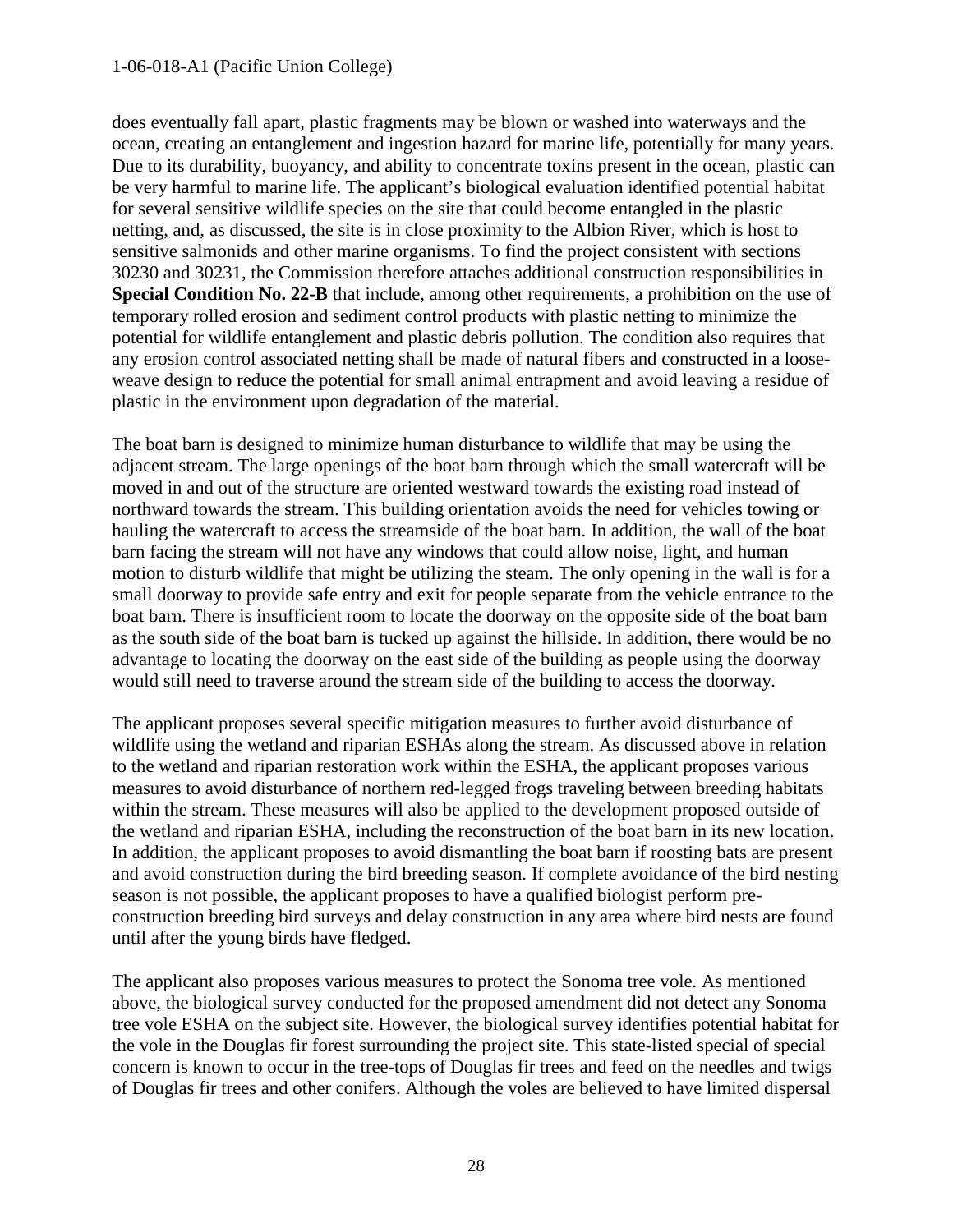does eventually fall apart, plastic fragments may be blown or washed into waterways and the ocean, creating an entanglement and ingestion hazard for marine life, potentially for many years. Due to its durability, buoyancy, and ability to concentrate toxins present in the ocean, plastic can be very harmful to marine life. The applicant's biological evaluation identified potential habitat for several sensitive wildlife species on the site that could become entangled in the plastic netting, and, as discussed, the site is in close proximity to the Albion River, which is host to sensitive salmonids and other marine organisms. To find the project consistent with sections 30230 and 30231, the Commission therefore attaches additional construction responsibilities in **Special Condition No. 22-B** that include, among other requirements, a prohibition on the use of temporary rolled erosion and sediment control products with plastic netting to minimize the potential for wildlife entanglement and plastic debris pollution. The condition also requires that any erosion control associated netting shall be made of natural fibers and constructed in a loose-weave design to reduce the potential for small animal entrapment and avoid leaving a residue of plastic in the environment upon degradation of the material.

The boat barn is designed to minimize human disturbance to wildlife that may be using the adjacent stream. The large openings of the boat barn through which the small watercraft will be moved in and out of the structure are oriented westward towards the existing road instead of northward towards the stream. This building orientation avoids the need for vehicles towing or hauling the watercraft to access the streamside of the boat barn. In addition, the wall of the boat barn facing the stream will not have any windows that could allow noise, light, and human motion to disturb wildlife that might be utilizing the steam. The only opening in the wall is for a small doorway to provide safe entry and exit for people separate from the vehicle entrance to the boat barn. There is insufficient room to locate the doorway on the opposite side of the boat barn as the south side of the boat barn is tucked up against the hillside. In addition, there would be no advantage to locating the doorway on the east side of the building as people using the doorway would still need to traverse around the stream side of the building to access the doorway.

The applicant proposes several specific mitigation measures to further avoid disturbance of wildlife using the wetland and riparian ESHAs along the stream. As discussed above in relation to the wetland and riparian restoration work within the ESHA, the applicant proposes various measures to avoid disturbance of northern red-legged frogs traveling between breeding habitats within the stream. These measures will also be applied to the development proposed outside of the wetland and riparian ESHA, including the reconstruction of the boat barn in its new location. In addition, the applicant proposes to avoid dismantling the boat barn if roosting bats are present and avoid construction during the bird breeding season. If complete avoidance of the bird nesting season is not possible, the applicant proposes to have a qualified biologist perform pre-construction breeding bird surveys and delay construction in any area where bird nests are found until after the young birds have fledged.

The applicant also proposes various measures to protect the Sonoma tree vole. As mentioned above, the biological survey conducted for the proposed amendment did not detect any Sonoma tree vole ESHA on the subject site. However, the biological survey identifies potential habitat for the vole in the Douglas fir forest surrounding the project site. This state-listed special of special concern is known to occur in the tree-tops of Douglas fir trees and feed on the needles and twigs of Douglas fir trees and other conifers. Although the voles are believed to have limited dispersal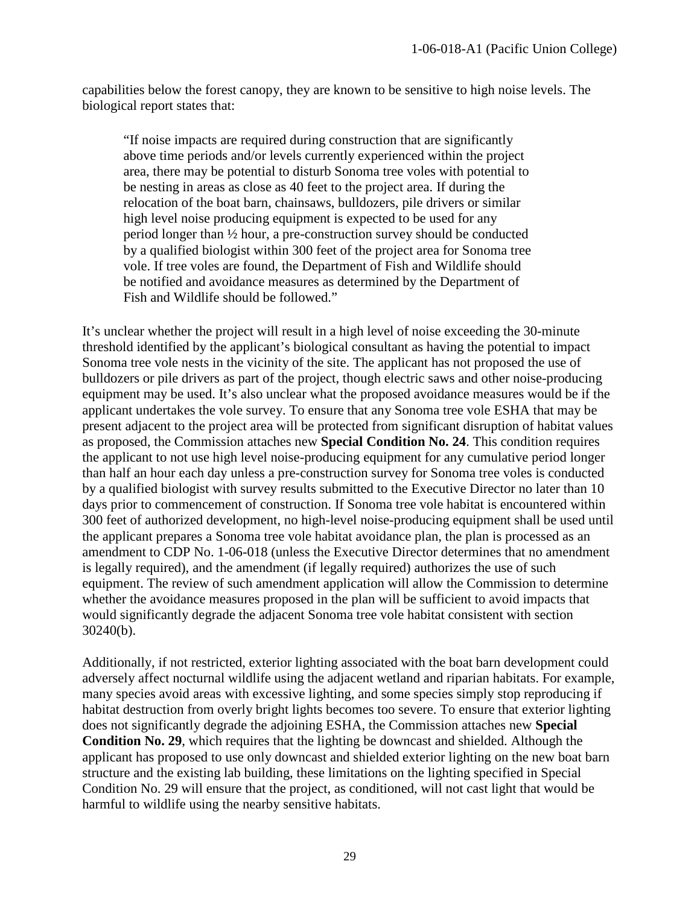capabilities below the forest canopy, they are known to be sensitive to high noise levels. The biological report states that:

> "If noise impacts are required during construction that are significantly above time periods and/or levels currently experienced within the project area, there may be potential to disturb Sonoma tree voles with potential to be nesting in areas as close as 40 feet to the project area. If during the relocation of the boat barn, chainsaws, bulldozers, pile drivers or similar high level noise producing equipment is expected to be used for any period longer than ½ hour, a pre-construction survey should be conducted by a qualified biologist within 300 feet of the project area for Sonoma tree vole. If tree voles are found, the Department of Fish and Wildlife should be notified and avoidance measures as determined by the Department of Fish and Wildlife should be followed."

It's unclear whether the project will result in a high level of noise exceeding the 30-minute threshold identified by the applicant's biological consultant as having the potential to impact Sonoma tree vole nests in the vicinity of the site. The applicant has not proposed the use of bulldozers or pile drivers as part of the project, though electric saws and other noise-producing equipment may be used. It's also unclear what the proposed avoidance measures would be if the applicant undertakes the vole survey. To ensure that any Sonoma tree vole ESHA that may be present adjacent to the project area will be protected from significant disruption of habitat values as proposed, the Commission attaches new **Special Condition No. 24**. This condition requires the applicant to not use high level noise-producing equipment for any cumulative period longer than half an hour each day unless a pre-construction survey for Sonoma tree voles is conducted by a qualified biologist with survey results submitted to the Executive Director no later than 10 days prior to commencement of construction. If Sonoma tree vole habitat is encountered within 300 feet of authorized development, no high-level noise-producing equipment shall be used until the applicant prepares a Sonoma tree vole habitat avoidance plan, the plan is processed as an amendment to CDP No. 1-06-018 (unless the Executive Director determines that no amendment is legally required), and the amendment (if legally required) authorizes the use of such equipment. The review of such amendment application will allow the Commission to determine whether the avoidance measures proposed in the plan will be sufficient to avoid impacts that would significantly degrade the adjacent Sonoma tree vole habitat consistent with section 30240(b).

Additionally, if not restricted, exterior lighting associated with the boat barn development could adversely affect nocturnal wildlife using the adjacent wetland and riparian habitats. For example, many species avoid areas with excessive lighting, and some species simply stop reproducing if habitat destruction from overly bright lights becomes too severe. To ensure that exterior lighting does not significantly degrade the adjoining ESHA, the Commission attaches new **Special Condition No. 29**, which requires that the lighting be downcast and shielded. Although the applicant has proposed to use only downcast and shielded exterior lighting on the new boat barn structure and the existing lab building, these limitations on the lighting specified in Special Condition No. 29 will ensure that the project, as conditioned, will not cast light that would be harmful to wildlife using the nearby sensitive habitats.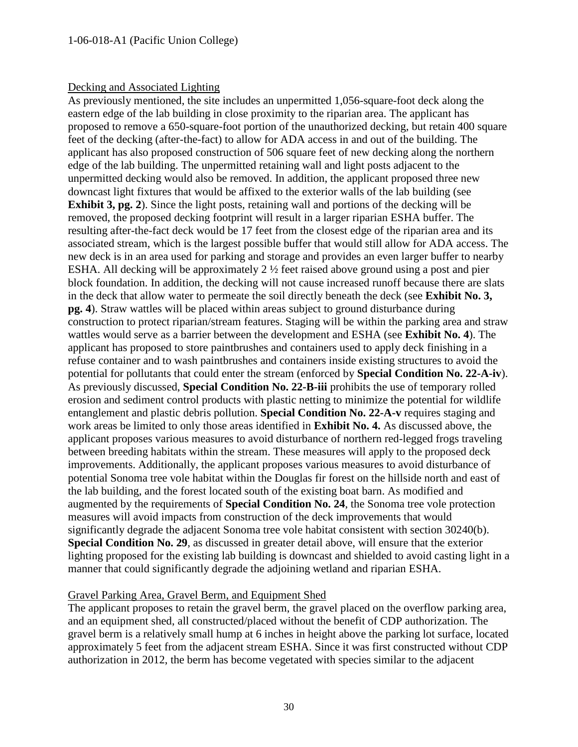Decking and Associated Lighting

As previously mentioned, the site includes an unpermitted 1,056-square-foot deck along the eastern edge of the lab building in close proximity to the riparian area. The applicant has proposed to remove a 650-square-foot portion of the unauthorized decking, but retain 400 square feet of the decking (after-the-fact) to allow for ADA access in and out of the building. The applicant has also proposed construction of 506 square feet of new decking along the northern edge of the lab building. The unpermitted retaining wall and light posts adjacent to the unpermitted decking would also be removed. In addition, the applicant proposed three new downcast light fixtures that would be affixed to the exterior walls of the lab building (see **Exhibit 3, pg. 2**). Since the light posts, retaining wall and portions of the decking will be removed, the proposed decking footprint will result in a larger riparian ESHA buffer. The resulting after-the-fact deck would be 17 feet from the closest edge of the riparian area and its associated stream, which is the largest possible buffer that would still allow for ADA access. The new deck is in an area used for parking and storage and provides an even larger buffer to nearby ESHA. All decking will be approximately 2 ½ feet raised above ground using a post and pier block foundation. In addition, the decking will not cause increased runoff because there are slats in the deck that allow water to permeate the soil directly beneath the deck (see **Exhibit No. 3, pg. 4**). Straw wattles will be placed within areas subject to ground disturbance during construction to protect riparian/stream features. Staging will be within the parking area and straw wattles would serve as a barrier between the development and ESHA (see **Exhibit No. 4**). The applicant has proposed to store paintbrushes and containers used to apply deck finishing in a refuse container and to wash paintbrushes and containers inside existing structures to avoid the potential for pollutants that could enter the stream (enforced by **Special Condition No. 22-A-iv**). As previously discussed, **Special Condition No. 22-B-iii** prohibits the use of temporary rolled erosion and sediment control products with plastic netting to minimize the potential for wildlife entanglement and plastic debris pollution. **Special Condition No. 22-A-v** requires staging and work areas be limited to only those areas identified in **Exhibit No. 4.** As discussed above, the applicant proposes various measures to avoid disturbance of northern red-legged frogs traveling between breeding habitats within the stream. These measures will apply to the proposed deck improvements. Additionally, the applicant proposes various measures to avoid disturbance of potential Sonoma tree vole habitat within the Douglas fir forest on the hillside north and east of the lab building, and the forest located south of the existing boat barn. As modified and augmented by the requirements of **Special Condition No. 24**, the Sonoma tree vole protection measures will avoid impacts from construction of the deck improvements that would significantly degrade the adjacent Sonoma tree vole habitat consistent with section 30240(b). **Special Condition No. 29**, as discussed in greater detail above, will ensure that the exterior lighting proposed for the existing lab building is downcast and shielded to avoid casting light in a manner that could significantly degrade the adjoining wetland and riparian ESHA.

Gravel Parking Area, Gravel Berm, and Equipment Shed

The applicant proposes to retain the gravel berm, the gravel placed on the overflow parking area, and an equipment shed, all constructed/placed without the benefit of CDP authorization. The gravel berm is a relatively small hump at 6 inches in height above the parking lot surface, located approximately 5 feet from the adjacent stream ESHA. Since it was first constructed without CDP authorization in 2012, the berm has become vegetated with species similar to the adjacent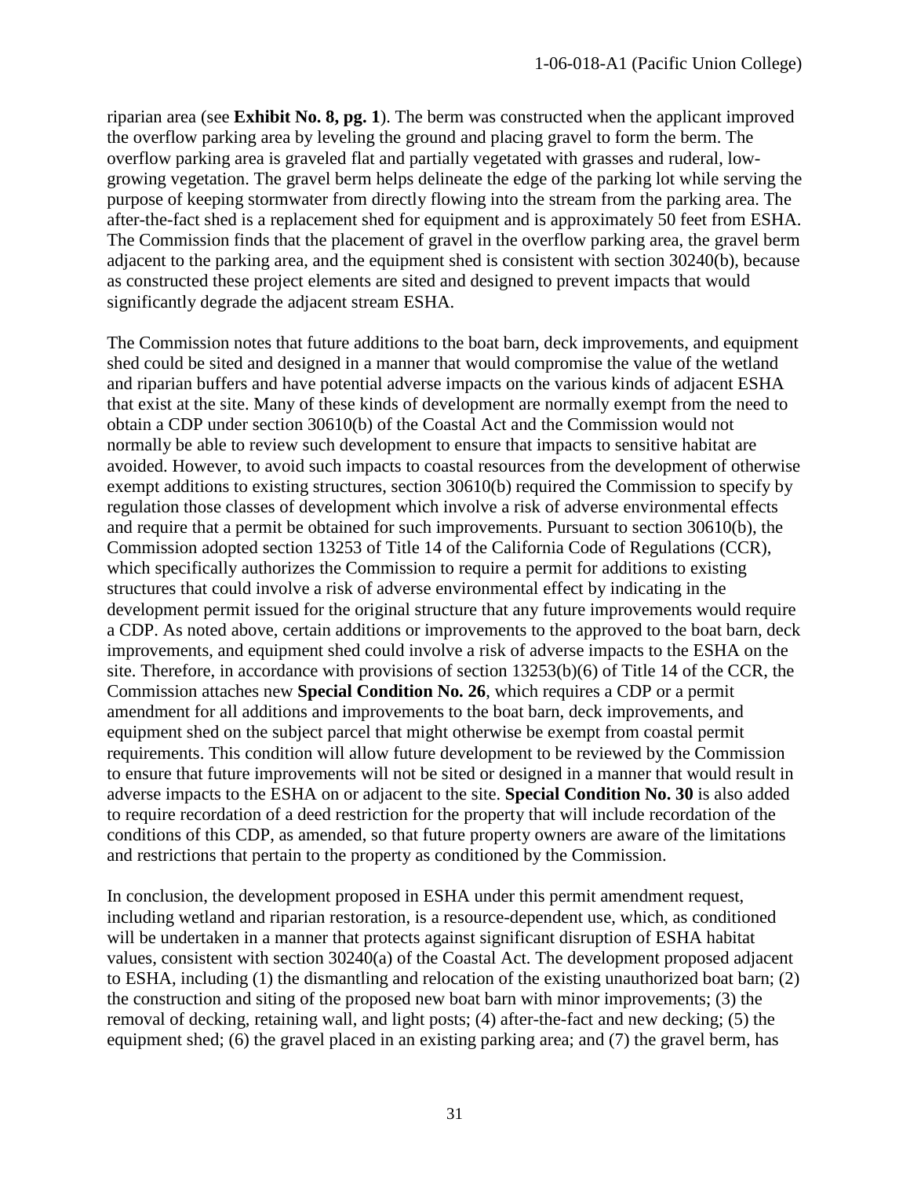riparian area (see **Exhibit No. 8, pg. 1**). The berm was constructed when the applicant improved the overflow parking area by leveling the ground and placing gravel to form the berm. The overflow parking area is graveled flat and partially vegetated with grasses and ruderal, low-growing vegetation. The gravel berm helps delineate the edge of the parking lot while serving the purpose of keeping stormwater from directly flowing into the stream from the parking area. The after-the-fact shed is a replacement shed for equipment and is approximately 50 feet from ESHA. The Commission finds that the placement of gravel in the overflow parking area, the gravel berm adjacent to the parking area, and the equipment shed is consistent with section 30240(b), because as constructed these project elements are sited and designed to prevent impacts that would significantly degrade the adjacent stream ESHA.

The Commission notes that future additions to the boat barn, deck improvements, and equipment shed could be sited and designed in a manner that would compromise the value of the wetland and riparian buffers and have potential adverse impacts on the various kinds of adjacent ESHA that exist at the site. Many of these kinds of development are normally exempt from the need to obtain a CDP under section 30610(b) of the Coastal Act and the Commission would not normally be able to review such development to ensure that impacts to sensitive habitat are avoided. However, to avoid such impacts to coastal resources from the development of otherwise exempt additions to existing structures, section 30610(b) required the Commission to specify by regulation those classes of development which involve a risk of adverse environmental effects and require that a permit be obtained for such improvements. Pursuant to section 30610(b), the Commission adopted section 13253 of Title 14 of the California Code of Regulations (CCR), which specifically authorizes the Commission to require a permit for additions to existing structures that could involve a risk of adverse environmental effect by indicating in the development permit issued for the original structure that any future improvements would require a CDP. As noted above, certain additions or improvements to the approved to the boat barn, deck improvements, and equipment shed could involve a risk of adverse impacts to the ESHA on the site. Therefore, in accordance with provisions of section 13253(b)(6) of Title 14 of the CCR, the Commission attaches new **Special Condition No. 26**, which requires a CDP or a permit amendment for all additions and improvements to the boat barn, deck improvements, and equipment shed on the subject parcel that might otherwise be exempt from coastal permit requirements. This condition will allow future development to be reviewed by the Commission to ensure that future improvements will not be sited or designed in a manner that would result in adverse impacts to the ESHA on or adjacent to the site. **Special Condition No. 30** is also added to require recordation of a deed restriction for the property that will include recordation of the conditions of this CDP, as amended, so that future property owners are aware of the limitations and restrictions that pertain to the property as conditioned by the Commission.

In conclusion, the development proposed in ESHA under this permit amendment request, including wetland and riparian restoration, is a resource-dependent use, which, as conditioned will be undertaken in a manner that protects against significant disruption of ESHA habitat values, consistent with section 30240(a) of the Coastal Act. The development proposed adjacent to ESHA, including (1) the dismantling and relocation of the existing unauthorized boat barn; (2) the construction and siting of the proposed new boat barn with minor improvements; (3) the removal of decking, retaining wall, and light posts; (4) after-the-fact and new decking; (5) the equipment shed; (6) the gravel placed in an existing parking area; and (7) the gravel berm, has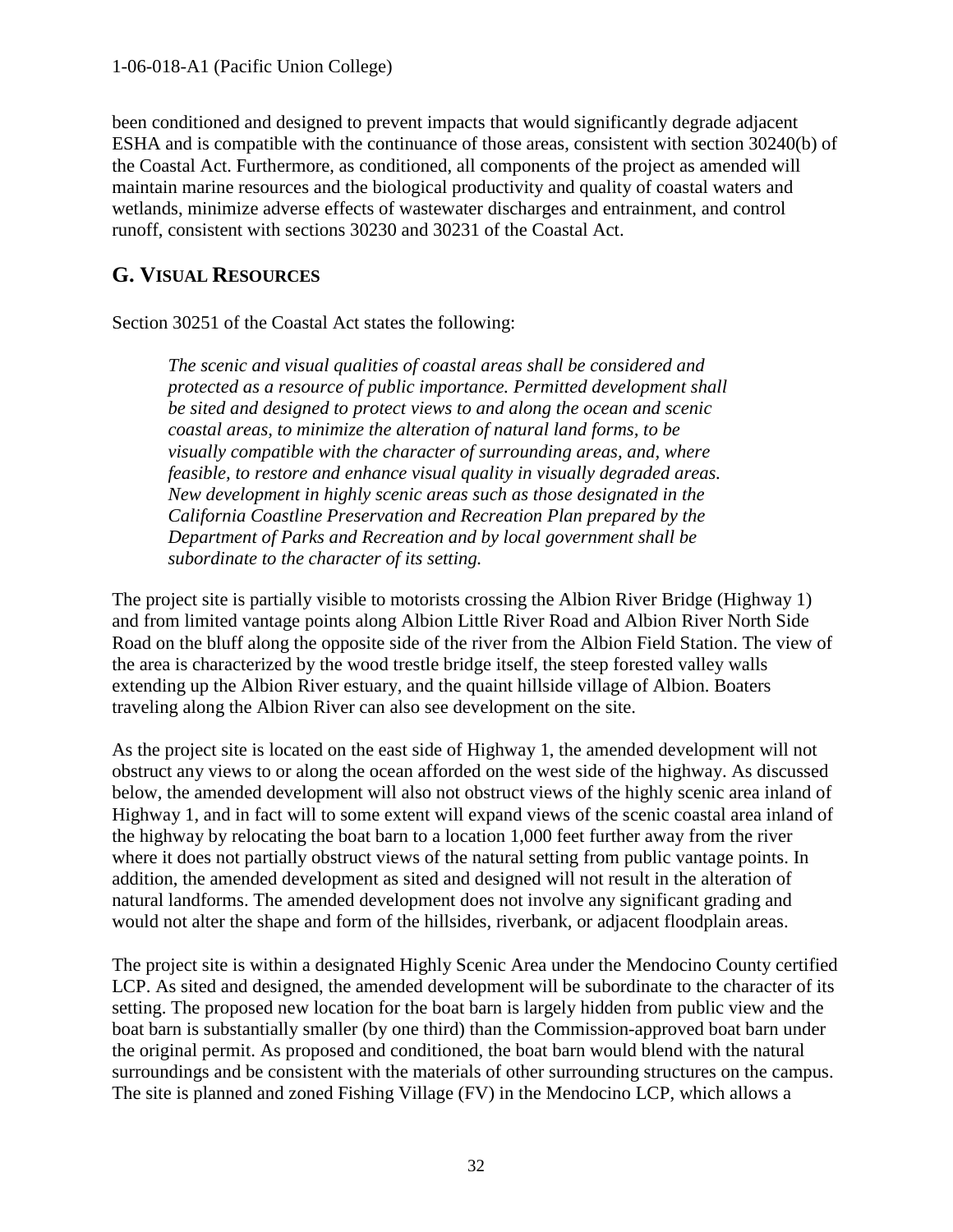been conditioned and designed to prevent impacts that would significantly degrade adjacent ESHA and is compatible with the continuance of those areas, consistent with section 30240(b) of the Coastal Act. Furthermore, as conditioned, all components of the project as amended will maintain marine resources and the biological productivity and quality of coastal waters and wetlands, minimize adverse effects of wastewater discharges and entrainment, and control runoff, consistent with sections 30230 and 30231 of the Coastal Act.

## G. VISUAL RESOURCES

Section 30251 of the Coastal Act states the following:

> *The scenic and visual qualities of coastal areas shall be considered and protected as a resource of public importance. Permitted development shall be sited and designed to protect views to and along the ocean and scenic coastal areas, to minimize the alteration of natural land forms, to be visually compatible with the character of surrounding areas, and, where feasible, to restore and enhance visual quality in visually degraded areas. New development in highly scenic areas such as those designated in the California Coastline Preservation and Recreation Plan prepared by the Department of Parks and Recreation and by local government shall be subordinate to the character of its setting.*

The project site is partially visible to motorists crossing the Albion River Bridge (Highway 1) and from limited vantage points along Albion Little River Road and Albion River North Side Road on the bluff along the opposite side of the river from the Albion Field Station. The view of the area is characterized by the wood trestle bridge itself, the steep forested valley walls extending up the Albion River estuary, and the quaint hillside village of Albion. Boaters traveling along the Albion River can also see development on the site.

As the project site is located on the east side of Highway 1, the amended development will not obstruct any views to or along the ocean afforded on the west side of the highway. As discussed below, the amended development will also not obstruct views of the highly scenic area inland of Highway 1, and in fact will to some extent will expand views of the scenic coastal area inland of the highway by relocating the boat barn to a location 1,000 feet further away from the river where it does not partially obstruct views of the natural setting from public vantage points. In addition, the amended development as sited and designed will not result in the alteration of natural landforms. The amended development does not involve any significant grading and would not alter the shape and form of the hillsides, riverbank, or adjacent floodplain areas.

The project site is within a designated Highly Scenic Area under the Mendocino County certified LCP. As sited and designed, the amended development will be subordinate to the character of its setting. The proposed new location for the boat barn is largely hidden from public view and the boat barn is substantially smaller (by one third) than the Commission-approved boat barn under the original permit. As proposed and conditioned, the boat barn would blend with the natural surroundings and be consistent with the materials of other surrounding structures on the campus. The site is planned and zoned Fishing Village (FV) in the Mendocino LCP, which allows a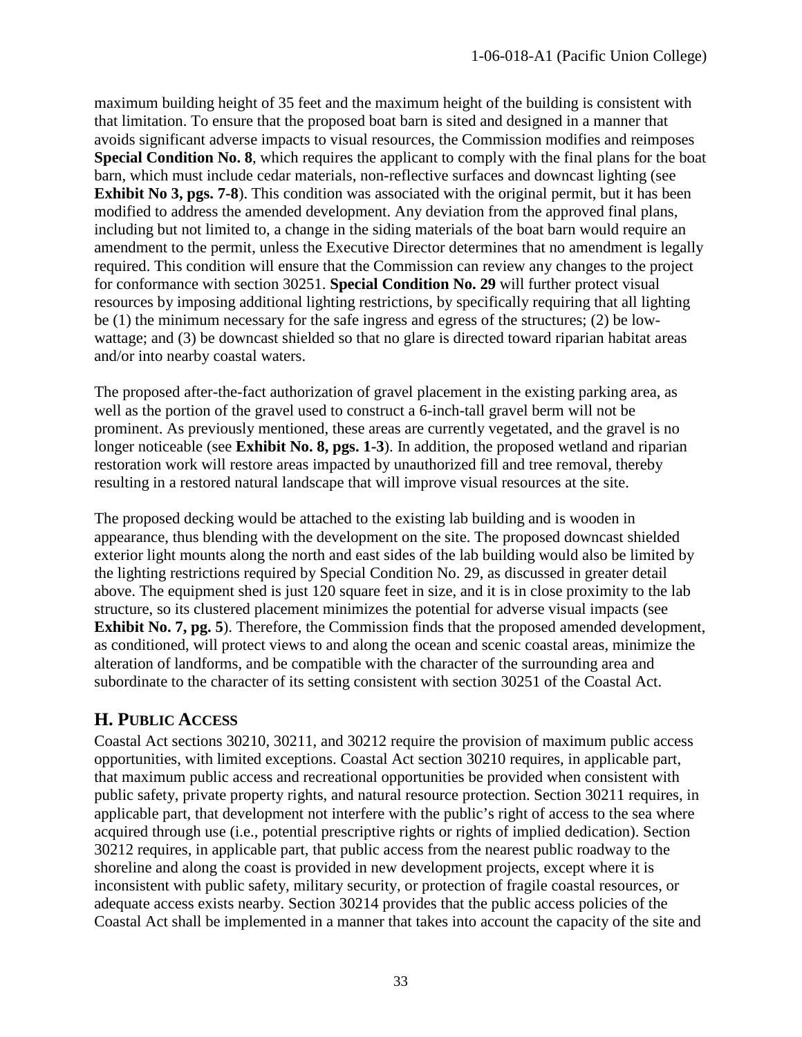maximum building height of 35 feet and the maximum height of the building is consistent with that limitation. To ensure that the proposed boat barn is sited and designed in a manner that avoids significant adverse impacts to visual resources, the Commission modifies and reimposes **Special Condition No. 8**, which requires the applicant to comply with the final plans for the boat barn, which must include cedar materials, non-reflective surfaces and downcast lighting (see **Exhibit No 3, pgs. 7-8**). This condition was associated with the original permit, but it has been modified to address the amended development. Any deviation from the approved final plans, including but not limited to, a change in the siding materials of the boat barn would require an amendment to the permit, unless the Executive Director determines that no amendment is legally required. This condition will ensure that the Commission can review any changes to the project for conformance with section 30251. **Special Condition No. 29** will further protect visual resources by imposing additional lighting restrictions, by specifically requiring that all lighting be (1) the minimum necessary for the safe ingress and egress of the structures; (2) be low-wattage; and (3) be downcast shielded so that no glare is directed toward riparian habitat areas and/or into nearby coastal waters.

The proposed after-the-fact authorization of gravel placement in the existing parking area, as well as the portion of the gravel used to construct a 6-inch-tall gravel berm will not be prominent. As previously mentioned, these areas are currently vegetated, and the gravel is no longer noticeable (see **Exhibit No. 8, pgs. 1-3**). In addition, the proposed wetland and riparian restoration work will restore areas impacted by unauthorized fill and tree removal, thereby resulting in a restored natural landscape that will improve visual resources at the site.

The proposed decking would be attached to the existing lab building and is wooden in appearance, thus blending with the development on the site. The proposed downcast shielded exterior light mounts along the north and east sides of the lab building would also be limited by the lighting restrictions required by Special Condition No. 29, as discussed in greater detail above. The equipment shed is just 120 square feet in size, and it is in close proximity to the lab structure, so its clustered placement minimizes the potential for adverse visual impacts (see **Exhibit No. 7, pg. 5**). Therefore, the Commission finds that the proposed amended development, as conditioned, will protect views to and along the ocean and scenic coastal areas, minimize the alteration of landforms, and be compatible with the character of the surrounding area and subordinate to the character of its setting consistent with section 30251 of the Coastal Act.

## H. PUBLIC ACCESS

Coastal Act sections 30210, 30211, and 30212 require the provision of maximum public access opportunities, with limited exceptions. Coastal Act section 30210 requires, in applicable part, that maximum public access and recreational opportunities be provided when consistent with public safety, private property rights, and natural resource protection. Section 30211 requires, in applicable part, that development not interfere with the public's right of access to the sea where acquired through use (i.e., potential prescriptive rights or rights of implied dedication). Section 30212 requires, in applicable part, that public access from the nearest public roadway to the shoreline and along the coast is provided in new development projects, except where it is inconsistent with public safety, military security, or protection of fragile coastal resources, or adequate access exists nearby. Section 30214 provides that the public access policies of the Coastal Act shall be implemented in a manner that takes into account the capacity of the site and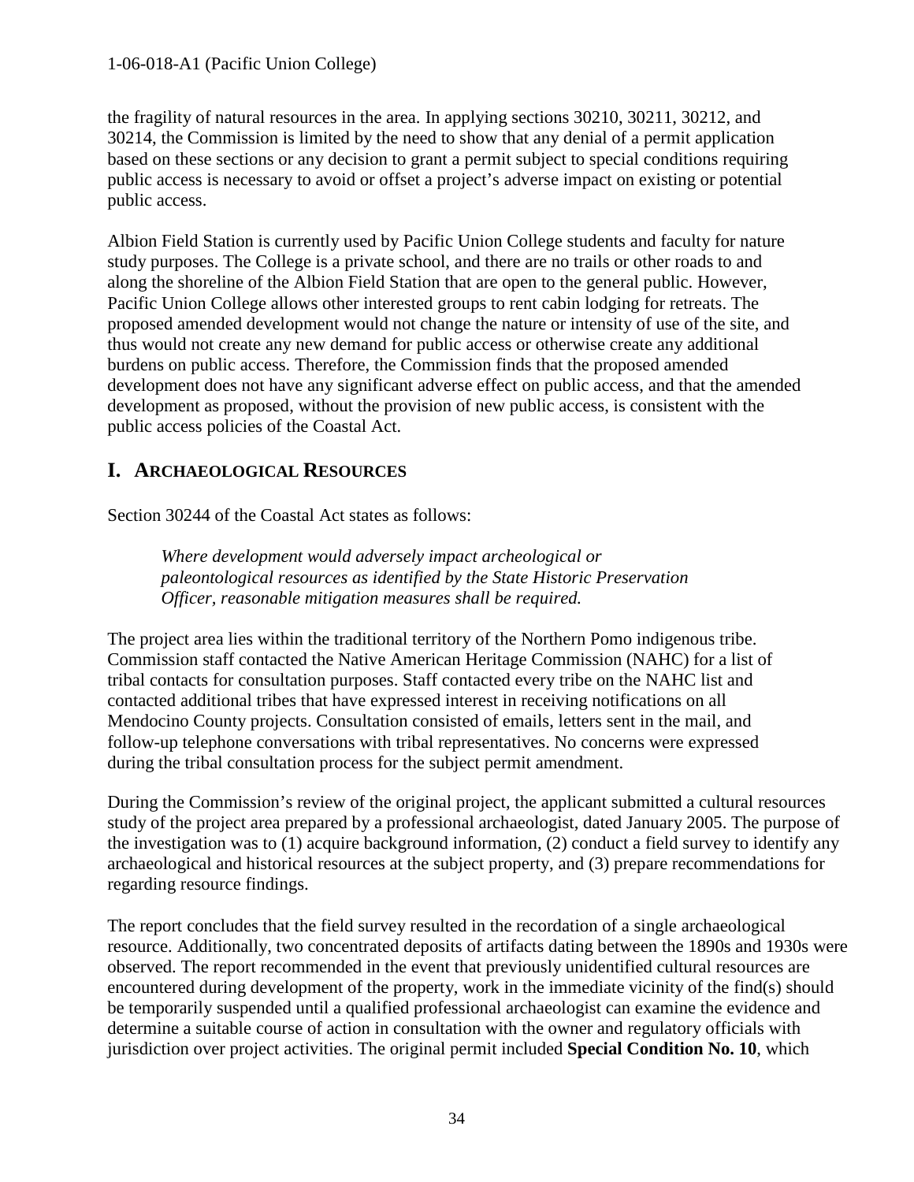the fragility of natural resources in the area. In applying sections 30210, 30211, 30212, and 30214, the Commission is limited by the need to show that any denial of a permit application based on these sections or any decision to grant a permit subject to special conditions requiring public access is necessary to avoid or offset a project's adverse impact on existing or potential public access.

Albion Field Station is currently used by Pacific Union College students and faculty for nature study purposes. The College is a private school, and there are no trails or other roads to and along the shoreline of the Albion Field Station that are open to the general public. However, Pacific Union College allows other interested groups to rent cabin lodging for retreats. The proposed amended development would not change the nature or intensity of use of the site, and thus would not create any new demand for public access or otherwise create any additional burdens on public access. Therefore, the Commission finds that the proposed amended development does not have any significant adverse effect on public access, and that the amended development as proposed, without the provision of new public access, is consistent with the public access policies of the Coastal Act.

## I. ARCHAEOLOGICAL RESOURCES

Section 30244 of the Coastal Act states as follows:

> *Where development would adversely impact archeological or paleontological resources as identified by the State Historic Preservation Officer, reasonable mitigation measures shall be required.*

The project area lies within the traditional territory of the Northern Pomo indigenous tribe. Commission staff contacted the Native American Heritage Commission (NAHC) for a list of tribal contacts for consultation purposes. Staff contacted every tribe on the NAHC list and contacted additional tribes that have expressed interest in receiving notifications on all Mendocino County projects. Consultation consisted of emails, letters sent in the mail, and follow-up telephone conversations with tribal representatives. No concerns were expressed during the tribal consultation process for the subject permit amendment.

During the Commission's review of the original project, the applicant submitted a cultural resources study of the project area prepared by a professional archaeologist, dated January 2005. The purpose of the investigation was to (1) acquire background information, (2) conduct a field survey to identify any archaeological and historical resources at the subject property, and (3) prepare recommendations for regarding resource findings.

The report concludes that the field survey resulted in the recordation of a single archaeological resource. Additionally, two concentrated deposits of artifacts dating between the 1890s and 1930s were observed. The report recommended in the event that previously unidentified cultural resources are encountered during development of the property, work in the immediate vicinity of the find(s) should be temporarily suspended until a qualified professional archaeologist can examine the evidence and determine a suitable course of action in consultation with the owner and regulatory officials with jurisdiction over project activities. The original permit included **Special Condition No. 10**, which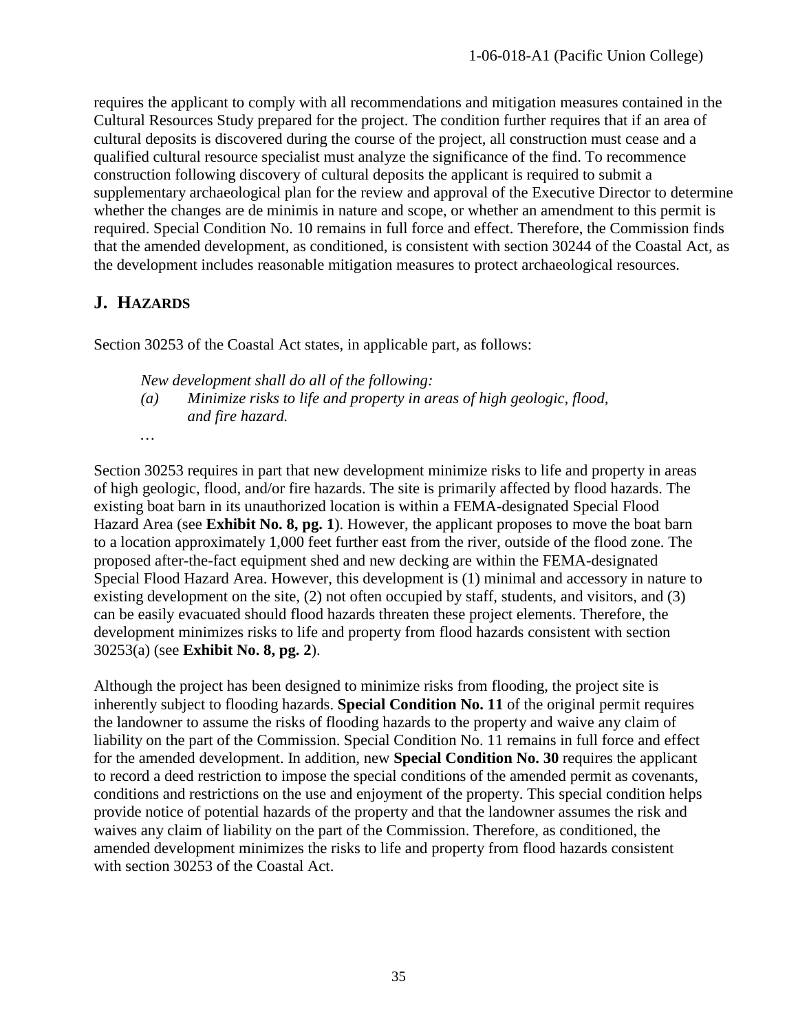requires the applicant to comply with all recommendations and mitigation measures contained in the Cultural Resources Study prepared for the project. The condition further requires that if an area of cultural deposits is discovered during the course of the project, all construction must cease and a qualified cultural resource specialist must analyze the significance of the find. To recommence construction following discovery of cultural deposits the applicant is required to submit a supplementary archaeological plan for the review and approval of the Executive Director to determine whether the changes are de minimis in nature and scope, or whether an amendment to this permit is required. Special Condition No. 10 remains in full force and effect. Therefore, the Commission finds that the amended development, as conditioned, is consistent with section 30244 of the Coastal Act, as the development includes reasonable mitigation measures to protect archaeological resources.

## J. HAZARDS

Section 30253 of the Coastal Act states, in applicable part, as follows:

> *New development shall do all of the following:*
>
> *(a) Minimize risks to life and property in areas of high geologic, flood, and fire hazard.*
>
> …

Section 30253 requires in part that new development minimize risks to life and property in areas of high geologic, flood, and/or fire hazards. The site is primarily affected by flood hazards. The existing boat barn in its unauthorized location is within a FEMA-designated Special Flood Hazard Area (see **Exhibit No. 8, pg. 1**). However, the applicant proposes to move the boat barn to a location approximately 1,000 feet further east from the river, outside of the flood zone. The proposed after-the-fact equipment shed and new decking are within the FEMA-designated Special Flood Hazard Area. However, this development is (1) minimal and accessory in nature to existing development on the site, (2) not often occupied by staff, students, and visitors, and (3) can be easily evacuated should flood hazards threaten these project elements. Therefore, the development minimizes risks to life and property from flood hazards consistent with section 30253(a) (see **Exhibit No. 8, pg. 2**).

Although the project has been designed to minimize risks from flooding, the project site is inherently subject to flooding hazards. **Special Condition No. 11** of the original permit requires the landowner to assume the risks of flooding hazards to the property and waive any claim of liability on the part of the Commission. Special Condition No. 11 remains in full force and effect for the amended development. In addition, new **Special Condition No. 30** requires the applicant to record a deed restriction to impose the special conditions of the amended permit as covenants, conditions and restrictions on the use and enjoyment of the property. This special condition helps provide notice of potential hazards of the property and that the landowner assumes the risk and waives any claim of liability on the part of the Commission. Therefore, as conditioned, the amended development minimizes the risks to life and property from flood hazards consistent with section 30253 of the Coastal Act.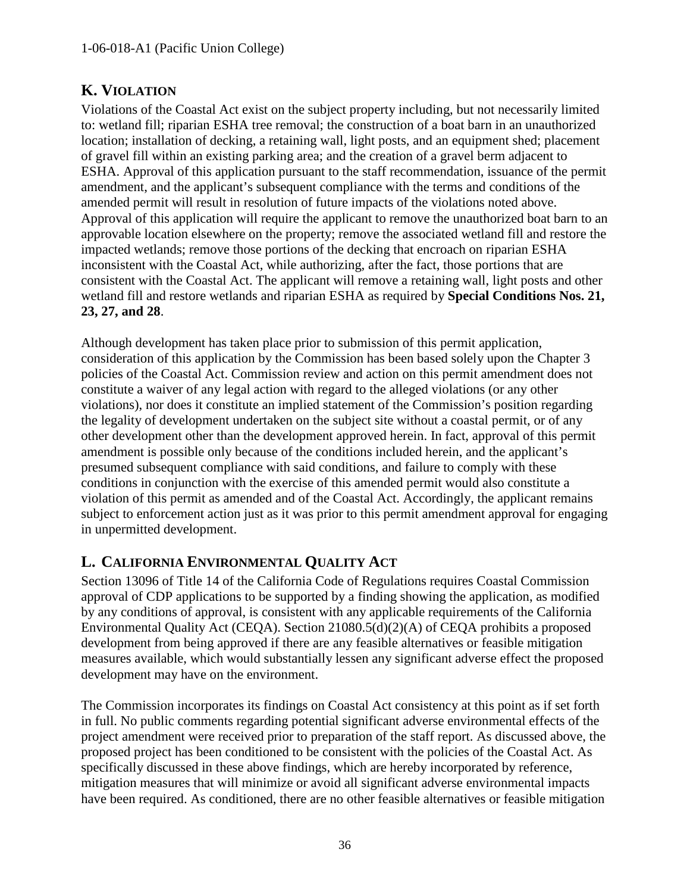## K. VIOLATION

Violations of the Coastal Act exist on the subject property including, but not necessarily limited to: wetland fill; riparian ESHA tree removal; the construction of a boat barn in an unauthorized location; installation of decking, a retaining wall, light posts, and an equipment shed; placement of gravel fill within an existing parking area; and the creation of a gravel berm adjacent to ESHA. Approval of this application pursuant to the staff recommendation, issuance of the permit amendment, and the applicant's subsequent compliance with the terms and conditions of the amended permit will result in resolution of future impacts of the violations noted above. Approval of this application will require the applicant to remove the unauthorized boat barn to an approvable location elsewhere on the property; remove the associated wetland fill and restore the impacted wetlands; remove those portions of the decking that encroach on riparian ESHA inconsistent with the Coastal Act, while authorizing, after the fact, those portions that are consistent with the Coastal Act. The applicant will remove a retaining wall, light posts and other wetland fill and restore wetlands and riparian ESHA as required by **Special Conditions Nos. 21, 23, 27, and 28**.

Although development has taken place prior to submission of this permit application, consideration of this application by the Commission has been based solely upon the Chapter 3 policies of the Coastal Act. Commission review and action on this permit amendment does not constitute a waiver of any legal action with regard to the alleged violations (or any other violations), nor does it constitute an implied statement of the Commission's position regarding the legality of development undertaken on the subject site without a coastal permit, or of any other development other than the development approved herein. In fact, approval of this permit amendment is possible only because of the conditions included herein, and the applicant's presumed subsequent compliance with said conditions, and failure to comply with these conditions in conjunction with the exercise of this amended permit would also constitute a violation of this permit as amended and of the Coastal Act. Accordingly, the applicant remains subject to enforcement action just as it was prior to this permit amendment approval for engaging in unpermitted development.

## L. CALIFORNIA ENVIRONMENTAL QUALITY ACT

Section 13096 of Title 14 of the California Code of Regulations requires Coastal Commission approval of CDP applications to be supported by a finding showing the application, as modified by any conditions of approval, is consistent with any applicable requirements of the California Environmental Quality Act (CEQA). Section 21080.5(d)(2)(A) of CEQA prohibits a proposed development from being approved if there are any feasible alternatives or feasible mitigation measures available, which would substantially lessen any significant adverse effect the proposed development may have on the environment.

The Commission incorporates its findings on Coastal Act consistency at this point as if set forth in full. No public comments regarding potential significant adverse environmental effects of the project amendment were received prior to preparation of the staff report. As discussed above, the proposed project has been conditioned to be consistent with the policies of the Coastal Act. As specifically discussed in these above findings, which are hereby incorporated by reference, mitigation measures that will minimize or avoid all significant adverse environmental impacts have been required. As conditioned, there are no other feasible alternatives or feasible mitigation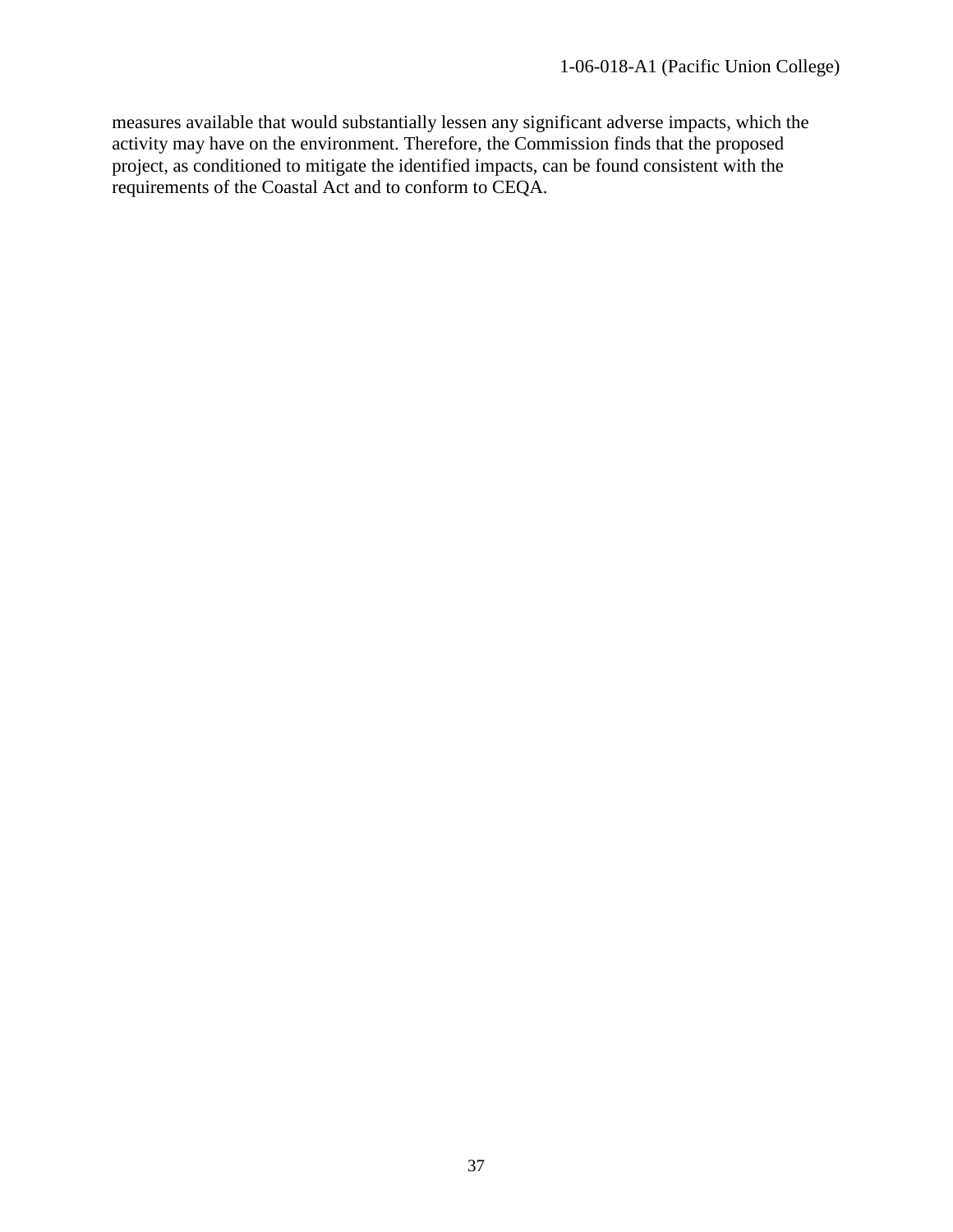measures available that would substantially lessen any significant adverse impacts, which the activity may have on the environment. Therefore, the Commission finds that the proposed project, as conditioned to mitigate the identified impacts, can be found consistent with the requirements of the Coastal Act and to conform to CEQA.